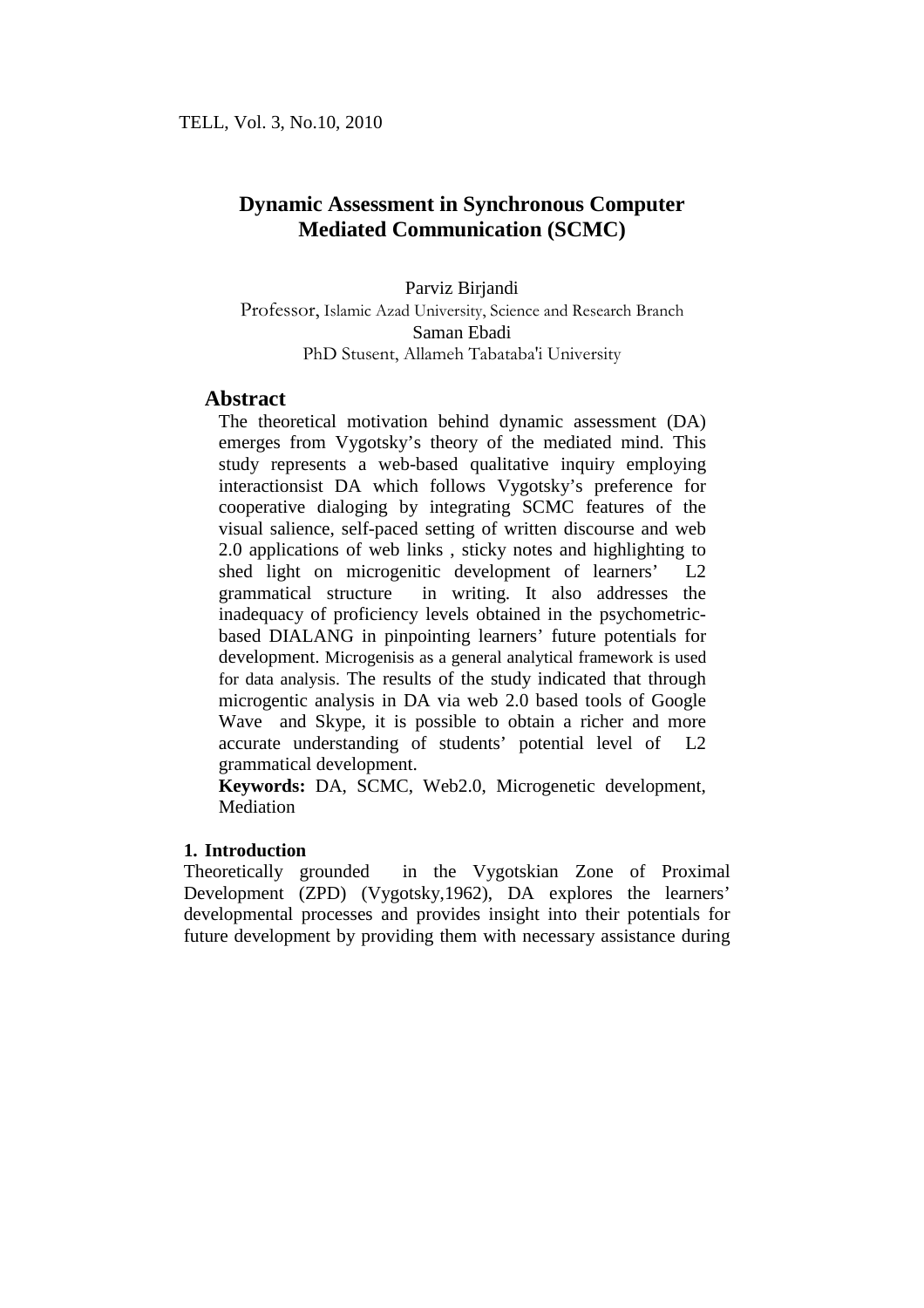# Dynamic Assessment in Synchronous Computer Mediated Communication (SCMC)

Parviz Birjandi
Professor, Islamic Azad University, Science and Research Branch
Saman Ebadi
PhD Stusent, Allameh Tabataba'i University

## Abstract

The theoretical motivation behind dynamic assessment (DA) emerges from Vygotsky's theory of the mediated mind. This study represents a web-based qualitative inquiry employing interactionsist DA which follows Vygotsky's preference for cooperative dialoging by integrating SCMC features of the visual salience, self-paced setting of written discourse and web 2.0 applications of web links , sticky notes and highlighting to shed light on microgenitic development of learners' L2 grammatical structure in writing. It also addresses the inadequacy of proficiency levels obtained in the psychometric-based DIALANG in pinpointing learners' future potentials for development. Microgenisis as a general analytical framework is used for data analysis. The results of the study indicated that through microgentic analysis in DA via web 2.0 based tools of Google Wave and Skype, it is possible to obtain a richer and more accurate understanding of students' potential level of L2 grammatical development.

**Keywords:** DA, SCMC, Web2.0, Microgenetic development, Mediation

## 1. Introduction

Theoretically grounded in the Vygotskian Zone of Proximal Development (ZPD) (Vygotsky,1962), DA explores the learners' developmental processes and provides insight into their potentials for future development by providing them with necessary assistance during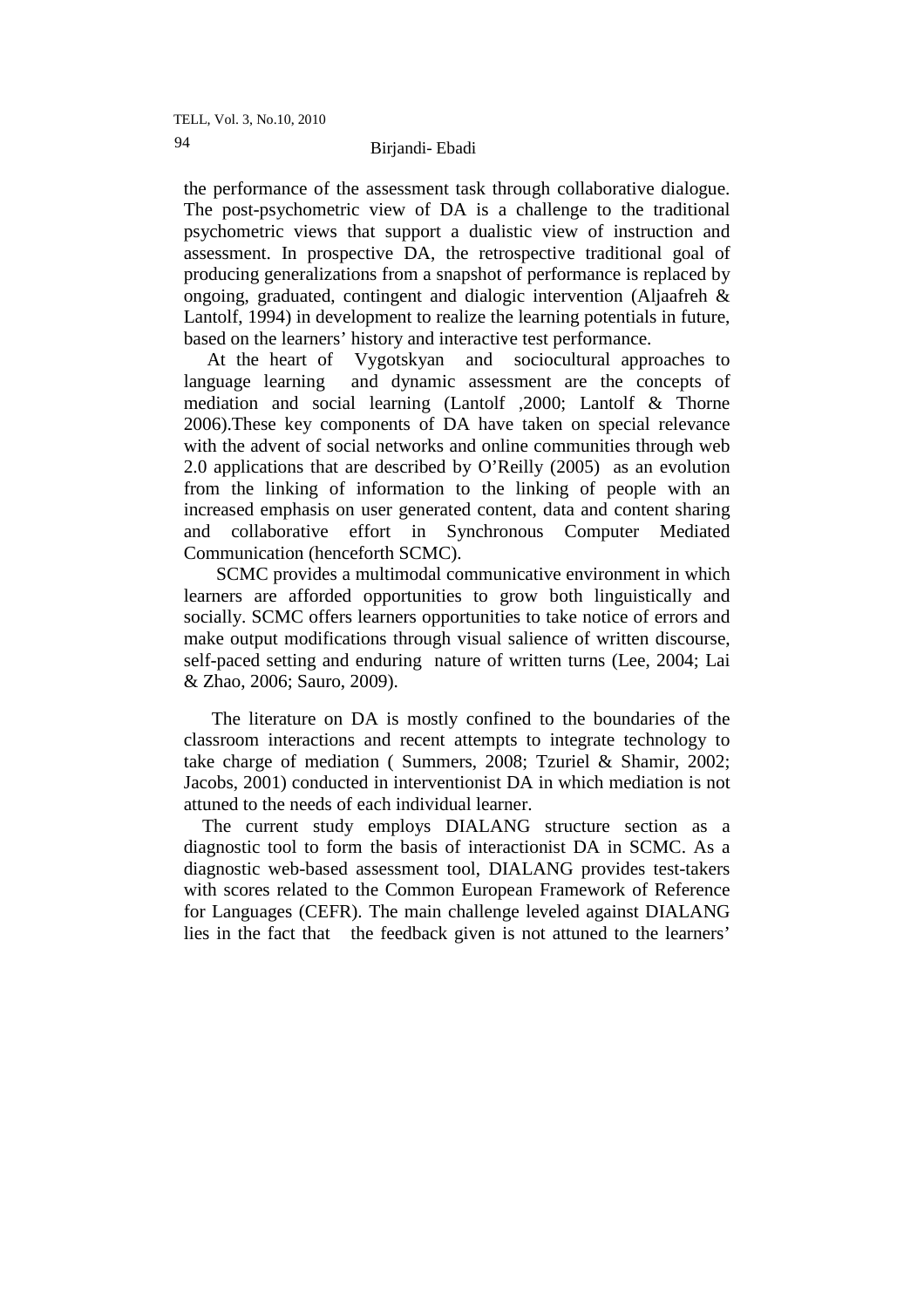the performance of the assessment task through collaborative dialogue. The post-psychometric view of DA is a challenge to the traditional psychometric views that support a dualistic view of instruction and assessment. In prospective DA, the retrospective traditional goal of producing generalizations from a snapshot of performance is replaced by ongoing, graduated, contingent and dialogic intervention (Aljaafreh & Lantolf, 1994) in development to realize the learning potentials in future, based on the learners' history and interactive test performance.

At the heart of Vygotskyan and sociocultural approaches to language learning and dynamic assessment are the concepts of mediation and social learning (Lantolf ,2000; Lantolf & Thorne 2006).These key components of DA have taken on special relevance with the advent of social networks and online communities through web 2.0 applications that are described by O'Reilly (2005) as an evolution from the linking of information to the linking of people with an increased emphasis on user generated content, data and content sharing and collaborative effort in Synchronous Computer Mediated Communication (henceforth SCMC).

SCMC provides a multimodal communicative environment in which learners are afforded opportunities to grow both linguistically and socially. SCMC offers learners opportunities to take notice of errors and make output modifications through visual salience of written discourse, self-paced setting and enduring nature of written turns (Lee, 2004; Lai & Zhao, 2006; Sauro, 2009).

The literature on DA is mostly confined to the boundaries of the classroom interactions and recent attempts to integrate technology to take charge of mediation ( Summers, 2008; Tzuriel & Shamir, 2002; Jacobs, 2001) conducted in interventionist DA in which mediation is not attuned to the needs of each individual learner.

The current study employs DIALANG structure section as a diagnostic tool to form the basis of interactionist DA in SCMC. As a diagnostic web-based assessment tool, DIALANG provides test-takers with scores related to the Common European Framework of Reference for Languages (CEFR). The main challenge leveled against DIALANG lies in the fact that the feedback given is not attuned to the learners'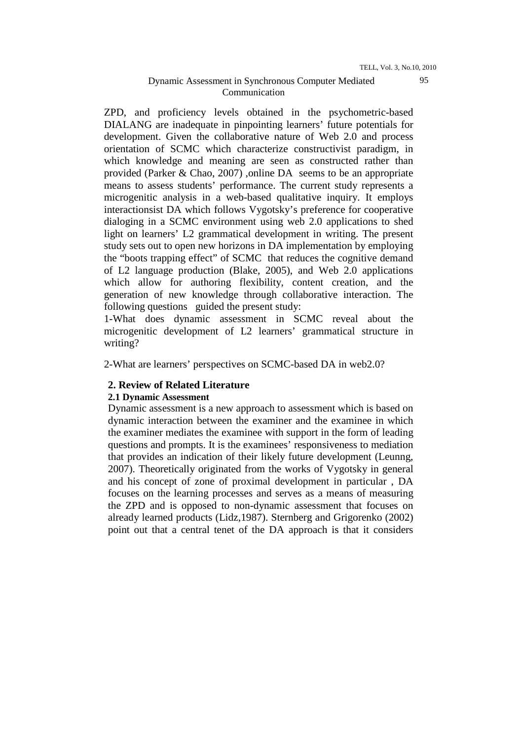ZPD, and proficiency levels obtained in the psychometric-based DIALANG are inadequate in pinpointing learners' future potentials for development. Given the collaborative nature of Web 2.0 and process orientation of SCMC which characterize constructivist paradigm, in which knowledge and meaning are seen as constructed rather than provided (Parker & Chao, 2007) ,online DA seems to be an appropriate means to assess students' performance. The current study represents a microgenitic analysis in a web-based qualitative inquiry. It employs interactionsist DA which follows Vygotsky's preference for cooperative dialoging in a SCMC environment using web 2.0 applications to shed light on learners' L2 grammatical development in writing. The present study sets out to open new horizons in DA implementation by employing the "boots trapping effect" of SCMC that reduces the cognitive demand of L2 language production (Blake, 2005), and Web 2.0 applications which allow for authoring flexibility, content creation, and the generation of new knowledge through collaborative interaction. The following questions guided the present study:

1-What does dynamic assessment in SCMC reveal about the microgenitic development of L2 learners' grammatical structure in writing?

2-What are learners' perspectives on SCMC-based DA in web2.0?

## 2. Review of Related Literature

### 2.1 Dynamic Assessment

Dynamic assessment is a new approach to assessment which is based on dynamic interaction between the examiner and the examinee in which the examiner mediates the examinee with support in the form of leading questions and prompts. It is the examinees' responsiveness to mediation that provides an indication of their likely future development (Leunng, 2007). Theoretically originated from the works of Vygotsky in general and his concept of zone of proximal development in particular , DA focuses on the learning processes and serves as a means of measuring the ZPD and is opposed to non-dynamic assessment that focuses on already learned products (Lidz,1987). Sternberg and Grigorenko (2002) point out that a central tenet of the DA approach is that it considers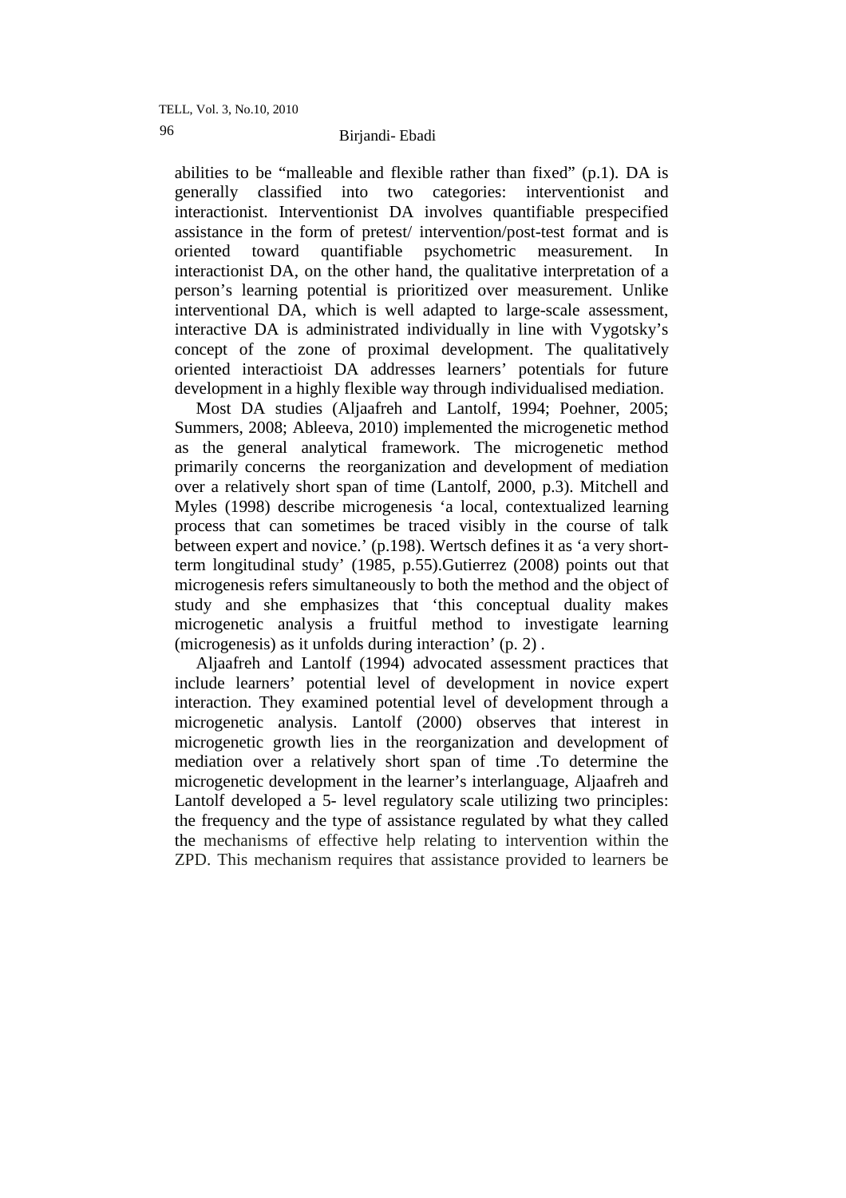abilities to be “malleable and flexible rather than fixed” (p.1). DA is generally classified into two categories: interventionist and interactionist. Interventionist DA involves quantifiable prespecified assistance in the form of pretest/ intervention/post-test format and is oriented toward quantifiable psychometric measurement. In interactionist DA, on the other hand, the qualitative interpretation of a person’s learning potential is prioritized over measurement. Unlike interventional DA, which is well adapted to large-scale assessment, interactive DA is administrated individually in line with Vygotsky’s concept of the zone of proximal development. The qualitatively oriented interactioist DA addresses learners’ potentials for future development in a highly flexible way through individualised mediation.

Most DA studies (Aljaafreh and Lantolf, 1994; Poehner, 2005; Summers, 2008; Ableeva, 2010) implemented the microgenetic method as the general analytical framework. The microgenetic method primarily concerns the reorganization and development of mediation over a relatively short span of time (Lantolf, 2000, p.3). Mitchell and Myles (1998) describe microgenesis ‘a local, contextualized learning process that can sometimes be traced visibly in the course of talk between expert and novice.’ (p.198). Wertsch defines it as ‘a very short-term longitudinal study’ (1985, p.55).Gutierrez (2008) points out that microgenesis refers simultaneously to both the method and the object of study and she emphasizes that ‘this conceptual duality makes microgenetic analysis a fruitful method to investigate learning (microgenesis) as it unfolds during interaction’ (p. 2) .

Aljaafreh and Lantolf (1994) advocated assessment practices that include learners’ potential level of development in novice expert interaction. They examined potential level of development through a microgenetic analysis. Lantolf (2000) observes that interest in microgenetic growth lies in the reorganization and development of mediation over a relatively short span of time .To determine the microgenetic development in the learner’s interlanguage, Aljaafreh and Lantolf developed a 5- level regulatory scale utilizing two principles: the frequency and the type of assistance regulated by what they called the mechanisms of effective help relating to intervention within the ZPD. This mechanism requires that assistance provided to learners be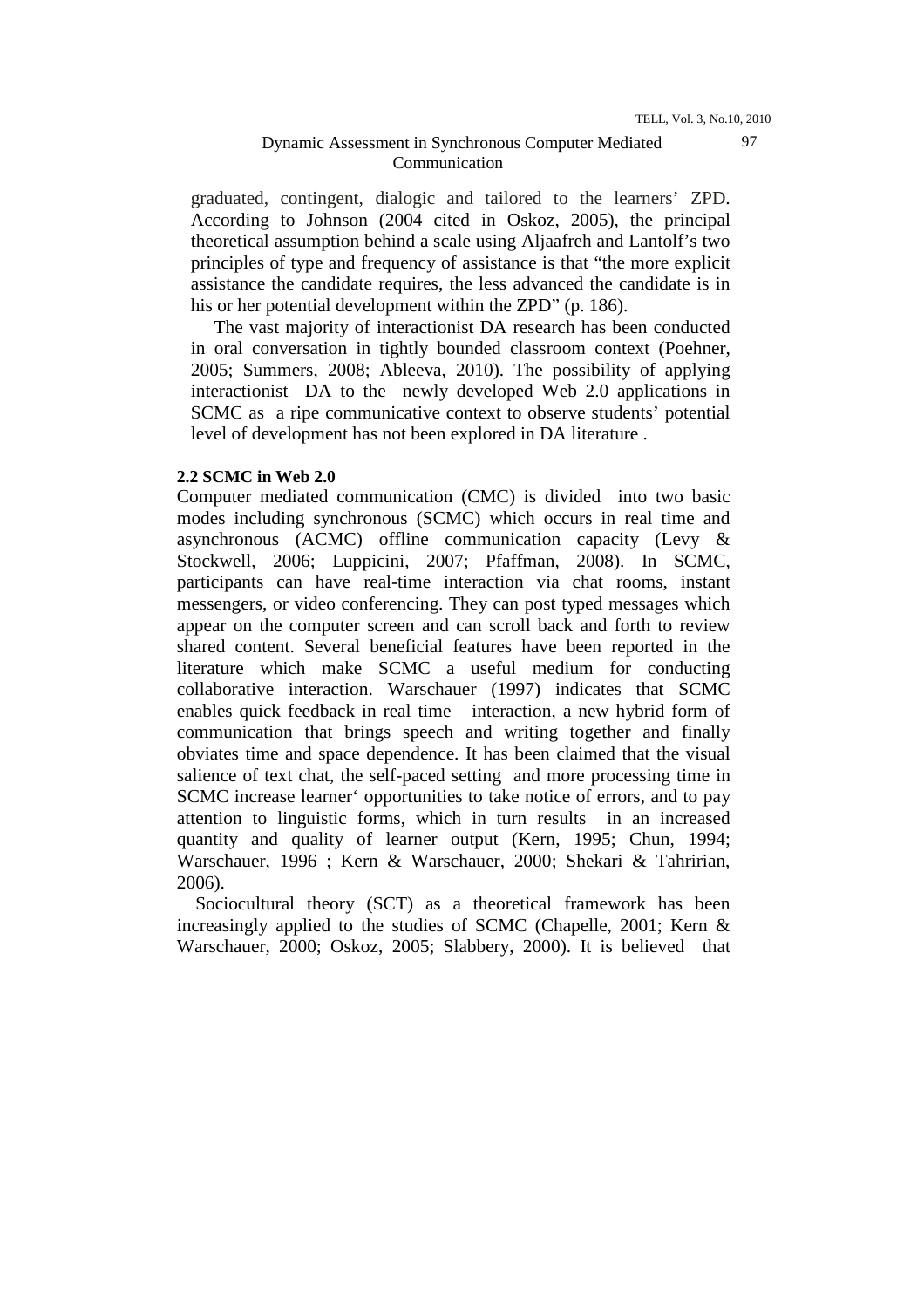graduated, contingent, dialogic and tailored to the learners' ZPD. According to Johnson (2004 cited in Oskoz, 2005), the principal theoretical assumption behind a scale using Aljaafreh and Lantolf's two principles of type and frequency of assistance is that "the more explicit assistance the candidate requires, the less advanced the candidate is in his or her potential development within the ZPD" (p. 186).

The vast majority of interactionist DA research has been conducted in oral conversation in tightly bounded classroom context (Poehner, 2005; Summers, 2008; Ableeva, 2010). The possibility of applying interactionist DA to the newly developed Web 2.0 applications in SCMC as a ripe communicative context to observe students' potential level of development has not been explored in DA literature .

**2.2 SCMC in Web 2.0**

Computer mediated communication (CMC) is divided into two basic modes including synchronous (SCMC) which occurs in real time and asynchronous (ACMC) offline communication capacity (Levy & Stockwell, 2006; Luppicini, 2007; Pfaffman, 2008). In SCMC, participants can have real-time interaction via chat rooms, instant messengers, or video conferencing. They can post typed messages which appear on the computer screen and can scroll back and forth to review shared content. Several beneficial features have been reported in the literature which make SCMC a useful medium for conducting collaborative interaction. Warschauer (1997) indicates that SCMC enables quick feedback in real time interaction, a new hybrid form of communication that brings speech and writing together and finally obviates time and space dependence. It has been claimed that the visual salience of text chat, the self-paced setting and more processing time in SCMC increase learner' opportunities to take notice of errors, and to pay attention to linguistic forms, which in turn results in an increased quantity and quality of learner output (Kern, 1995; Chun, 1994; Warschauer, 1996 ; Kern & Warschauer, 2000; Shekari & Tahririan, 2006).

Sociocultural theory (SCT) as a theoretical framework has been increasingly applied to the studies of SCMC (Chapelle, 2001; Kern & Warschauer, 2000; Oskoz, 2005; Slabbery, 2000). It is believed that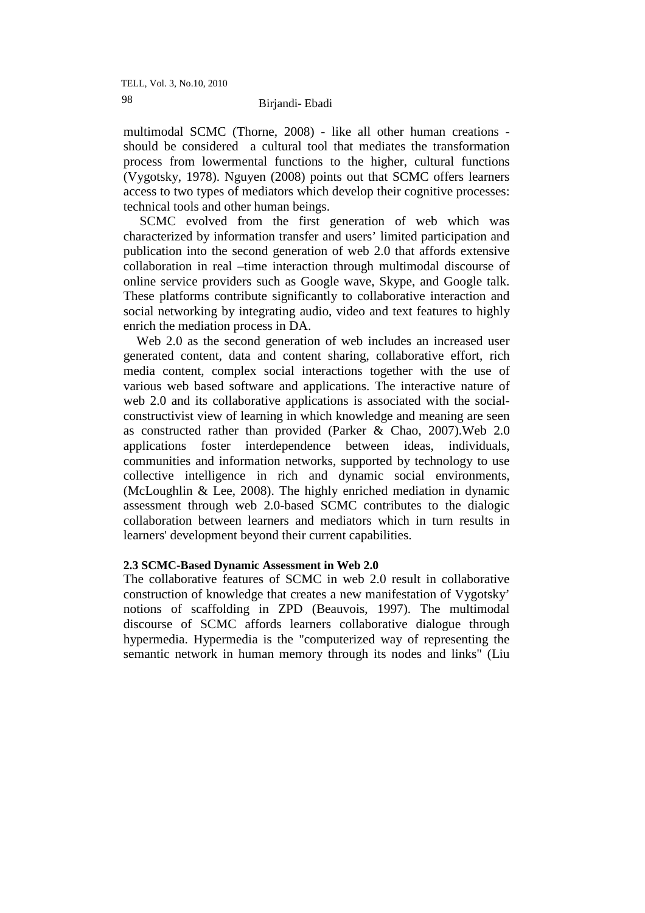multimodal SCMC (Thorne, 2008) - like all other human creations - should be considered a cultural tool that mediates the transformation process from lowermental functions to the higher, cultural functions (Vygotsky, 1978). Nguyen (2008) points out that SCMC offers learners access to two types of mediators which develop their cognitive processes: technical tools and other human beings.

SCMC evolved from the first generation of web which was characterized by information transfer and users' limited participation and publication into the second generation of web 2.0 that affords extensive collaboration in real –time interaction through multimodal discourse of online service providers such as Google wave, Skype, and Google talk. These platforms contribute significantly to collaborative interaction and social networking by integrating audio, video and text features to highly enrich the mediation process in DA.

Web 2.0 as the second generation of web includes an increased user generated content, data and content sharing, collaborative effort, rich media content, complex social interactions together with the use of various web based software and applications. The interactive nature of web 2.0 and its collaborative applications is associated with the social-constructivist view of learning in which knowledge and meaning are seen as constructed rather than provided (Parker & Chao, 2007).Web 2.0 applications foster interdependence between ideas, individuals, communities and information networks, supported by technology to use collective intelligence in rich and dynamic social environments, (McLoughlin & Lee, 2008). The highly enriched mediation in dynamic assessment through web 2.0-based SCMC contributes to the dialogic collaboration between learners and mediators which in turn results in learners' development beyond their current capabilities.

### 2.3 SCMC-Based Dynamic Assessment in Web 2.0

The collaborative features of SCMC in web 2.0 result in collaborative construction of knowledge that creates a new manifestation of Vygotsky' notions of scaffolding in ZPD (Beauvois, 1997). The multimodal discourse of SCMC affords learners collaborative dialogue through hypermedia. Hypermedia is the "computerized way of representing the semantic network in human memory through its nodes and links" (Liu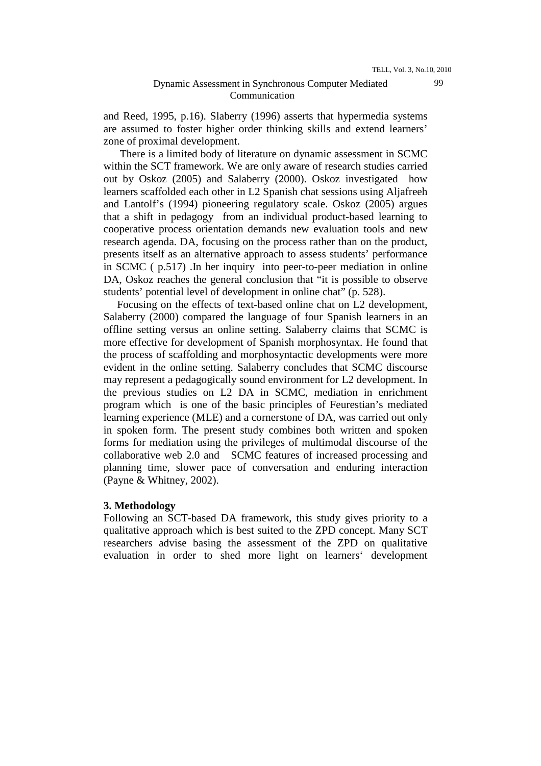and Reed, 1995, p.16). Slaberry (1996) asserts that hypermedia systems are assumed to foster higher order thinking skills and extend learners' zone of proximal development.

There is a limited body of literature on dynamic assessment in SCMC within the SCT framework. We are only aware of research studies carried out by Oskoz (2005) and Salaberry (2000). Oskoz investigated how learners scaffolded each other in L2 Spanish chat sessions using Aljafreeh and Lantolf's (1994) pioneering regulatory scale. Oskoz (2005) argues that a shift in pedagogy from an individual product-based learning to cooperative process orientation demands new evaluation tools and new research agenda. DA, focusing on the process rather than on the product, presents itself as an alternative approach to assess students' performance in SCMC ( p.517) .In her inquiry into peer-to-peer mediation in online DA, Oskoz reaches the general conclusion that "it is possible to observe students' potential level of development in online chat" (p. 528).

Focusing on the effects of text-based online chat on L2 development, Salaberry (2000) compared the language of four Spanish learners in an offline setting versus an online setting. Salaberry claims that SCMC is more effective for development of Spanish morphosyntax. He found that the process of scaffolding and morphosyntactic developments were more evident in the online setting. Salaberry concludes that SCMC discourse may represent a pedagogically sound environment for L2 development. In the previous studies on L2 DA in SCMC, mediation in enrichment program which is one of the basic principles of Feurestian's mediated learning experience (MLE) and a cornerstone of DA, was carried out only in spoken form. The present study combines both written and spoken forms for mediation using the privileges of multimodal discourse of the collaborative web 2.0 and SCMC features of increased processing and planning time, slower pace of conversation and enduring interaction (Payne & Whitney, 2002).

## 3. Methodology

Following an SCT-based DA framework, this study gives priority to a qualitative approach which is best suited to the ZPD concept. Many SCT researchers advise basing the assessment of the ZPD on qualitative evaluation in order to shed more light on learners' development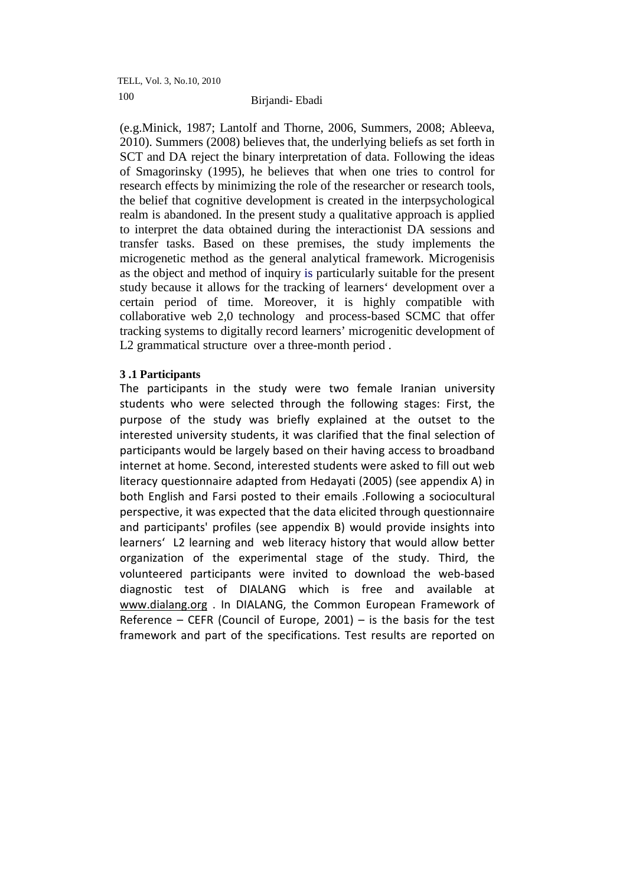(e.g.Minick, 1987; Lantolf and Thorne, 2006, Summers, 2008; Ableeva, 2010). Summers (2008) believes that, the underlying beliefs as set forth in SCT and DA reject the binary interpretation of data. Following the ideas of Smagorinsky (1995), he believes that when one tries to control for research effects by minimizing the role of the researcher or research tools, the belief that cognitive development is created in the interpsychological realm is abandoned. In the present study a qualitative approach is applied to interpret the data obtained during the interactionist DA sessions and transfer tasks. Based on these premises, the study implements the microgenetic method as the general analytical framework. Microgenisis as the object and method of inquiry is particularly suitable for the present study because it allows for the tracking of learners' development over a certain period of time. Moreover, it is highly compatible with collaborative web 2,0 technology and process-based SCMC that offer tracking systems to digitally record learners' microgenitic development of L2 grammatical structure over a three-month period .

### 3 .1 Participants

The participants in the study were two female Iranian university students who were selected through the following stages: First, the purpose of the study was briefly explained at the outset to the interested university students, it was clarified that the final selection of participants would be largely based on their having access to broadband internet at home. Second, interested students were asked to fill out web literacy questionnaire adapted from Hedayati (2005) (see appendix A) in both English and Farsi posted to their emails .Following a sociocultural perspective, it was expected that the data elicited through questionnaire and participants' profiles (see appendix B) would provide insights into learners' L2 learning and web literacy history that would allow better organization of the experimental stage of the study. Third, the volunteered participants were invited to download the web-based diagnostic test of DIALANG which is free and available at www.dialang.org . In DIALANG, the Common European Framework of Reference – CEFR (Council of Europe, 2001) – is the basis for the test framework and part of the specifications. Test results are reported on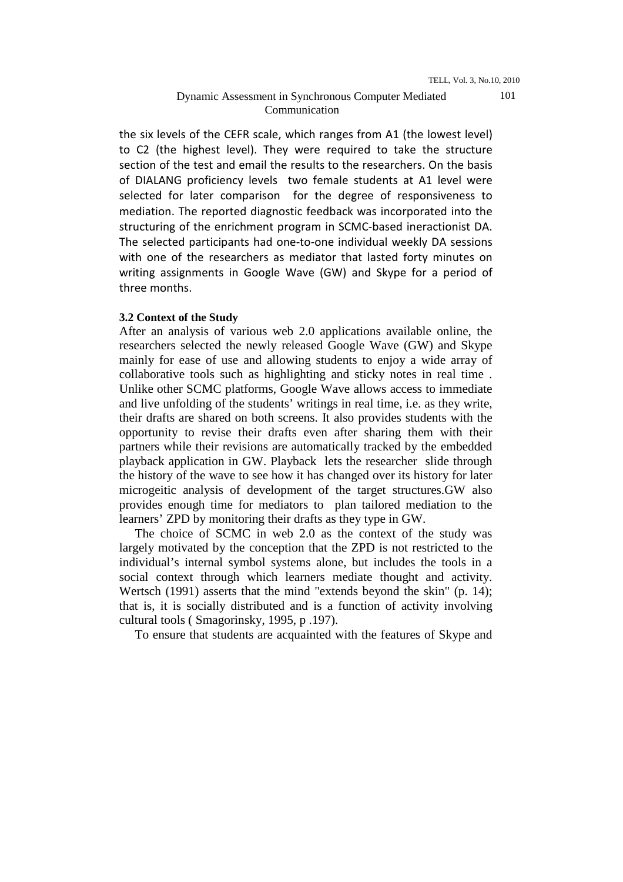the six levels of the CEFR scale, which ranges from A1 (the lowest level) to C2 (the highest level). They were required to take the structure section of the test and email the results to the researchers. On the basis of DIALANG proficiency levels two female students at A1 level were selected for later comparison for the degree of responsiveness to mediation. The reported diagnostic feedback was incorporated into the structuring of the enrichment program in SCMC-based ineractionist DA. The selected participants had one-to-one individual weekly DA sessions with one of the researchers as mediator that lasted forty minutes on writing assignments in Google Wave (GW) and Skype for a period of three months.

### 3.2 Context of the Study

After an analysis of various web 2.0 applications available online, the researchers selected the newly released Google Wave (GW) and Skype mainly for ease of use and allowing students to enjoy a wide array of collaborative tools such as highlighting and sticky notes in real time . Unlike other SCMC platforms, Google Wave allows access to immediate and live unfolding of the students' writings in real time, i.e. as they write, their drafts are shared on both screens. It also provides students with the opportunity to revise their drafts even after sharing them with their partners while their revisions are automatically tracked by the embedded playback application in GW. Playback lets the researcher slide through the history of the wave to see how it has changed over its history for later microgeitic analysis of development of the target structures.GW also provides enough time for mediators to plan tailored mediation to the learners' ZPD by monitoring their drafts as they type in GW.

The choice of SCMC in web 2.0 as the context of the study was largely motivated by the conception that the ZPD is not restricted to the individual's internal symbol systems alone, but includes the tools in a social context through which learners mediate thought and activity. Wertsch (1991) asserts that the mind "extends beyond the skin" (p. 14); that is, it is socially distributed and is a function of activity involving cultural tools ( Smagorinsky, 1995, p .197).

To ensure that students are acquainted with the features of Skype and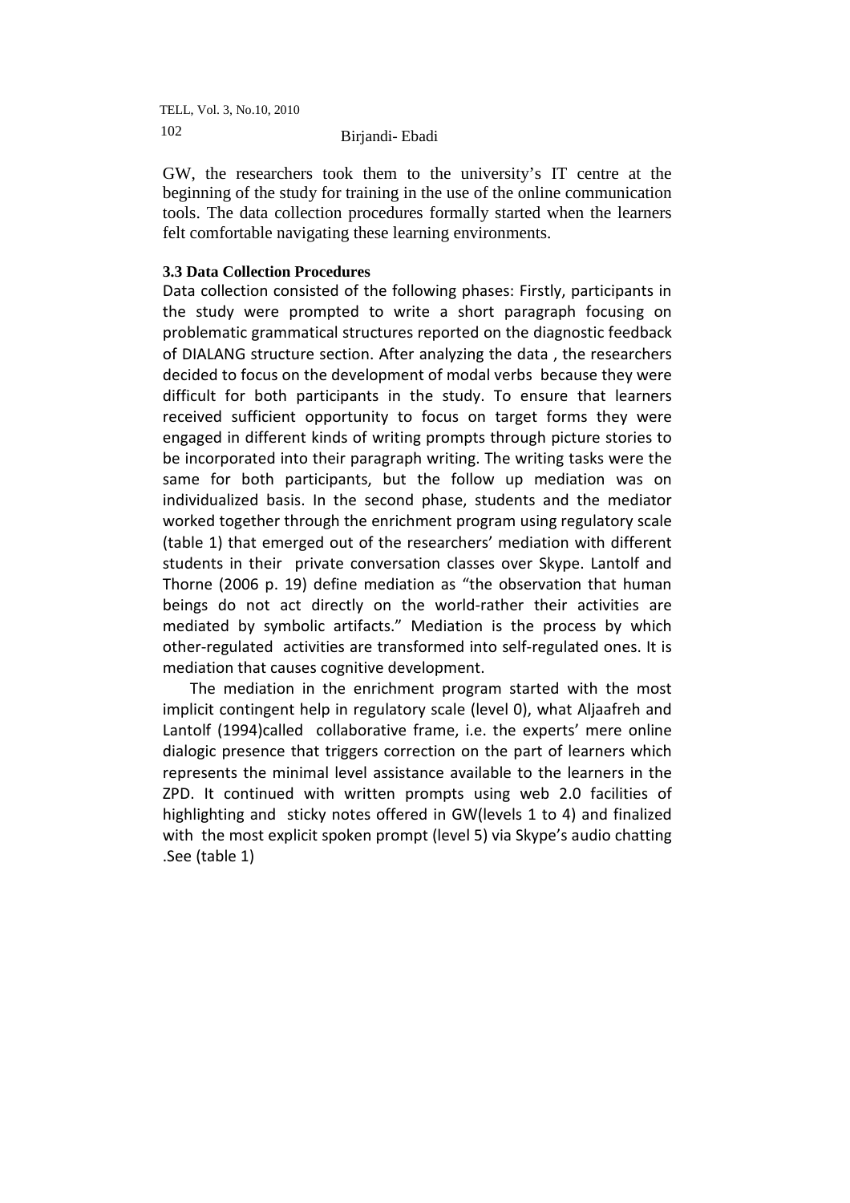GW, the researchers took them to the university's IT centre at the beginning of the study for training in the use of the online communication tools. The data collection procedures formally started when the learners felt comfortable navigating these learning environments.

### 3.3 Data Collection Procedures

Data collection consisted of the following phases: Firstly, participants in the study were prompted to write a short paragraph focusing on problematic grammatical structures reported on the diagnostic feedback of DIALANG structure section. After analyzing the data , the researchers decided to focus on the development of modal verbs because they were difficult for both participants in the study. To ensure that learners received sufficient opportunity to focus on target forms they were engaged in different kinds of writing prompts through picture stories to be incorporated into their paragraph writing. The writing tasks were the same for both participants, but the follow up mediation was on individualized basis. In the second phase, students and the mediator worked together through the enrichment program using regulatory scale (table 1) that emerged out of the researchers' mediation with different students in their private conversation classes over Skype. Lantolf and Thorne (2006 p. 19) define mediation as "the observation that human beings do not act directly on the world-rather their activities are mediated by symbolic artifacts." Mediation is the process by which other-regulated activities are transformed into self-regulated ones. It is mediation that causes cognitive development.

The mediation in the enrichment program started with the most implicit contingent help in regulatory scale (level 0), what Aljaafreh and Lantolf (1994)called collaborative frame, i.e. the experts' mere online dialogic presence that triggers correction on the part of learners which represents the minimal level assistance available to the learners in the ZPD. It continued with written prompts using web 2.0 facilities of highlighting and sticky notes offered in GW(levels 1 to 4) and finalized with the most explicit spoken prompt (level 5) via Skype's audio chatting .See (table 1)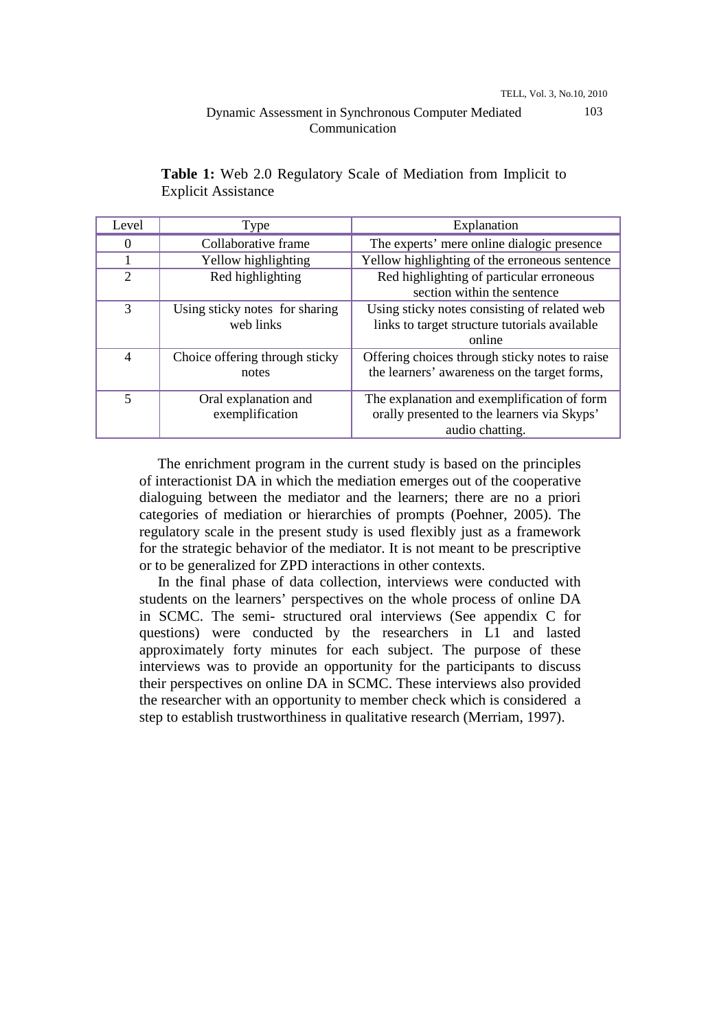**Table 1:** Web 2.0 Regulatory Scale of Mediation from Implicit to Explicit Assistance

| Level | Type | Explanation |
|---|---|---|
| 0 | Collaborative frame | The experts' mere online dialogic presence |
| 1 | Yellow highlighting | Yellow highlighting of the erroneous sentence |
| 2 | Red highlighting | Red highlighting of particular erroneous section within the sentence |
| 3 | Using sticky notes for sharing web links | Using sticky notes consisting of related web links to target structure tutorials available online |
| 4 | Choice offering through sticky notes | Offering choices through sticky notes to raise the learners' awareness on the target forms, |
| 5 | Oral explanation and exemplification | The explanation and exemplification of form orally presented to the learners via Skyps' audio chatting. |

The enrichment program in the current study is based on the principles of interactionist DA in which the mediation emerges out of the cooperative dialoguing between the mediator and the learners; there are no a priori categories of mediation or hierarchies of prompts (Poehner, 2005). The regulatory scale in the present study is used flexibly just as a framework for the strategic behavior of the mediator. It is not meant to be prescriptive or to be generalized for ZPD interactions in other contexts.

In the final phase of data collection, interviews were conducted with students on the learners' perspectives on the whole process of online DA in SCMC. The semi- structured oral interviews (See appendix C for questions) were conducted by the researchers in L1 and lasted approximately forty minutes for each subject. The purpose of these interviews was to provide an opportunity for the participants to discuss their perspectives on online DA in SCMC. These interviews also provided the researcher with an opportunity to member check which is considered a step to establish trustworthiness in qualitative research (Merriam, 1997).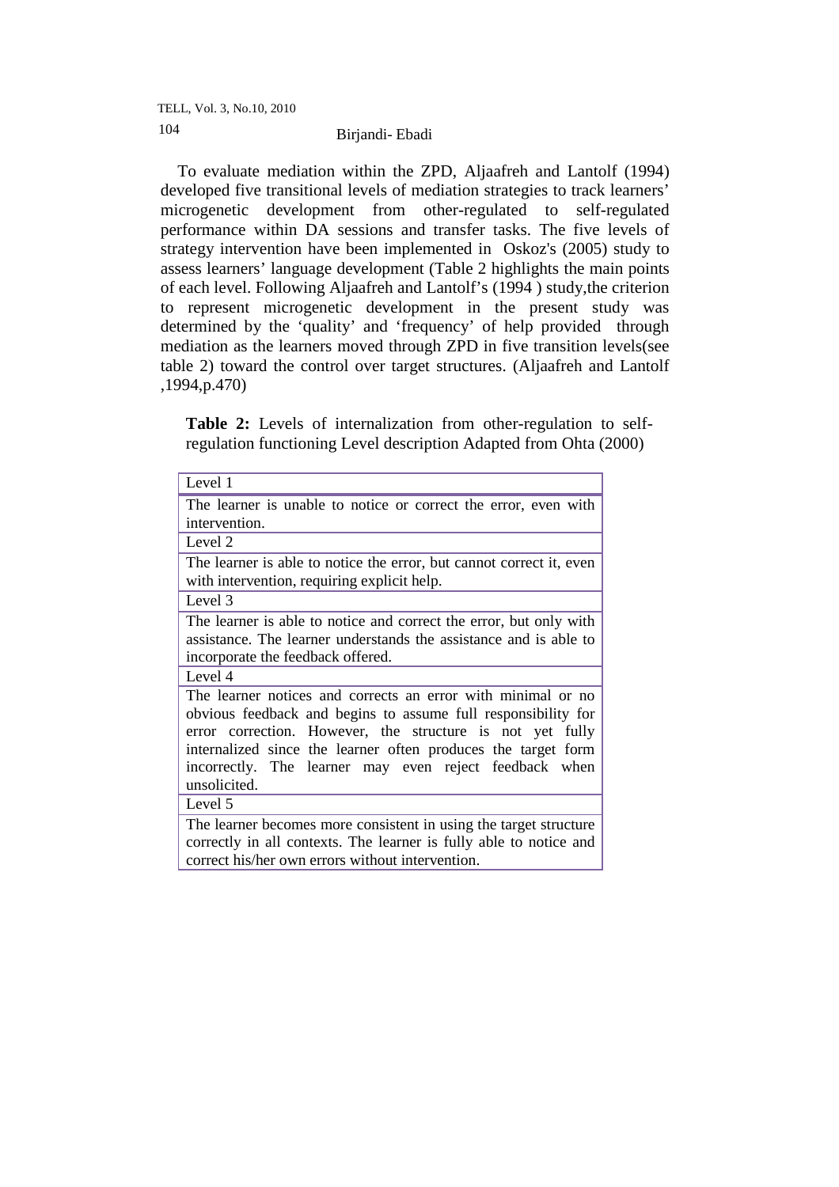To evaluate mediation within the ZPD, Aljaafreh and Lantolf (1994) developed five transitional levels of mediation strategies to track learners' microgenetic development from other-regulated to self-regulated performance within DA sessions and transfer tasks. The five levels of strategy intervention have been implemented in Oskoz's (2005) study to assess learners' language development (Table 2 highlights the main points of each level. Following Aljaafreh and Lantolf's (1994 ) study,the criterion to represent microgenetic development in the present study was determined by the 'quality' and 'frequency' of help provided through mediation as the learners moved through ZPD in five transition levels(see table 2) toward the control over target structures. (Aljaafreh and Lantolf ,1994,p.470)

**Table 2:** Levels of internalization from other-regulation to self-regulation functioning Level description Adapted from Ohta (2000)

| Level 1 |
|---|
| The learner is unable to notice or correct the error, even with intervention. |
| Level 2 |
| The learner is able to notice the error, but cannot correct it, even with intervention, requiring explicit help. |
| Level 3 |
| The learner is able to notice and correct the error, but only with assistance. The learner understands the assistance and is able to incorporate the feedback offered. |
| Level 4 |
| The learner notices and corrects an error with minimal or no obvious feedback and begins to assume full responsibility for error correction. However, the structure is not yet fully internalized since the learner often produces the target form incorrectly. The learner may even reject feedback when unsolicited. |
| Level 5 |
| The learner becomes more consistent in using the target structure correctly in all contexts. The learner is fully able to notice and correct his/her own errors without intervention. |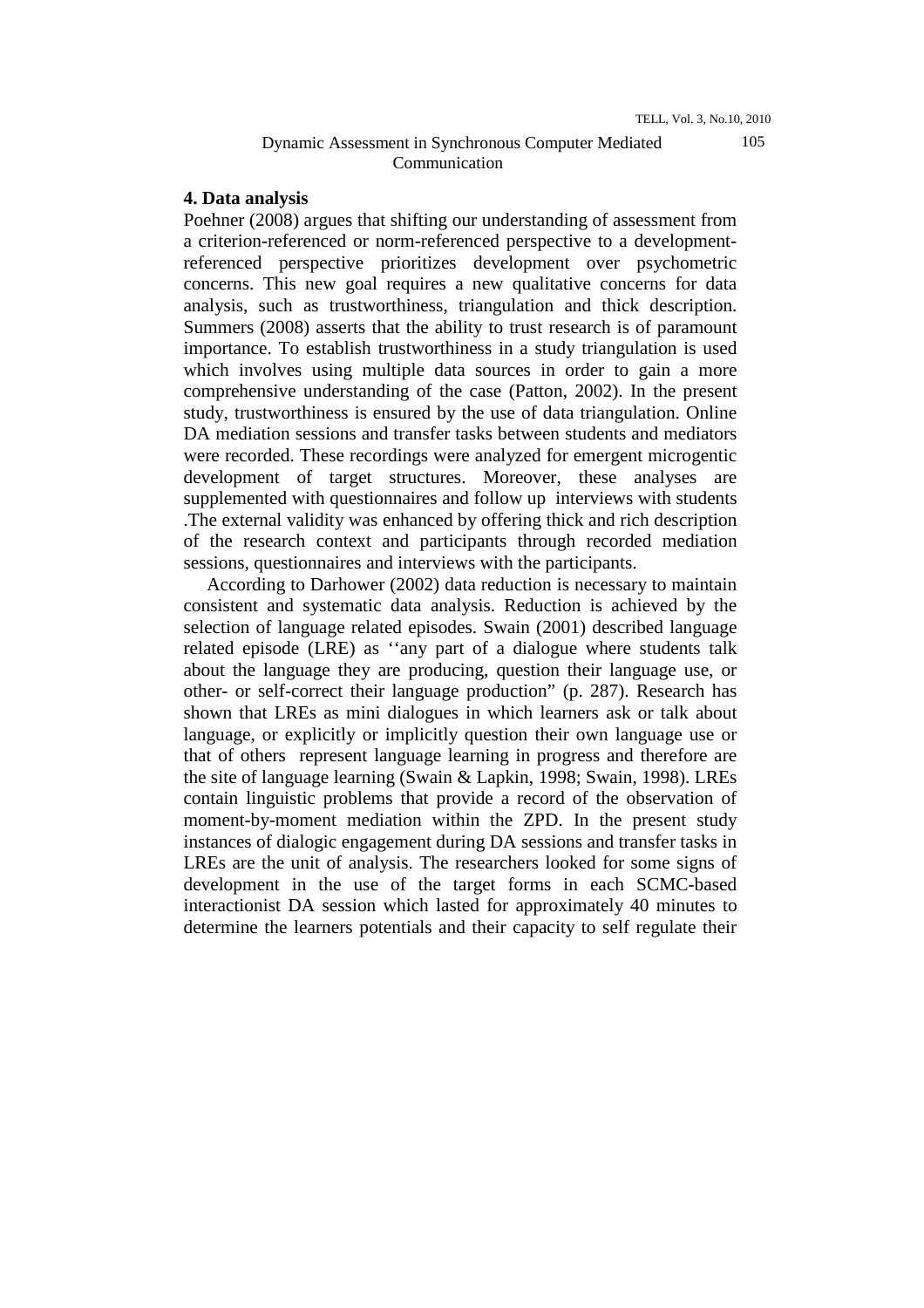## 4. Data analysis

Poehner (2008) argues that shifting our understanding of assessment from a criterion-referenced or norm-referenced perspective to a development-referenced perspective prioritizes development over psychometric concerns. This new goal requires a new qualitative concerns for data analysis, such as trustworthiness, triangulation and thick description. Summers (2008) asserts that the ability to trust research is of paramount importance. To establish trustworthiness in a study triangulation is used which involves using multiple data sources in order to gain a more comprehensive understanding of the case (Patton, 2002). In the present study, trustworthiness is ensured by the use of data triangulation. Online DA mediation sessions and transfer tasks between students and mediators were recorded. These recordings were analyzed for emergent microgentic development of target structures. Moreover, these analyses are supplemented with questionnaires and follow up interviews with students .The external validity was enhanced by offering thick and rich description of the research context and participants through recorded mediation sessions, questionnaires and interviews with the participants.

According to Darhower (2002) data reduction is necessary to maintain consistent and systematic data analysis. Reduction is achieved by the selection of language related episodes. Swain (2001) described language related episode (LRE) as ''any part of a dialogue where students talk about the language they are producing, question their language use, or other- or self-correct their language production" (p. 287). Research has shown that LREs as mini dialogues in which learners ask or talk about language, or explicitly or implicitly question their own language use or that of others represent language learning in progress and therefore are the site of language learning (Swain & Lapkin, 1998; Swain, 1998). LREs contain linguistic problems that provide a record of the observation of moment-by-moment mediation within the ZPD. In the present study instances of dialogic engagement during DA sessions and transfer tasks in LREs are the unit of analysis. The researchers looked for some signs of development in the use of the target forms in each SCMC-based interactionist DA session which lasted for approximately 40 minutes to determine the learners potentials and their capacity to self regulate their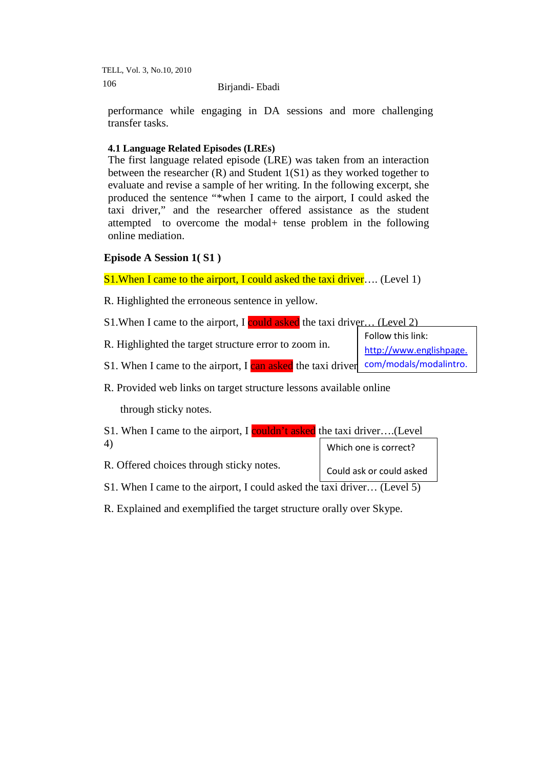performance while engaging in DA sessions and more challenging transfer tasks.

**4.1 Language Related Episodes (LREs)**

The first language related episode (LRE) was taken from an interaction between the researcher (R) and Student 1(S1) as they worked together to evaluate and revise a sample of her writing. In the following excerpt, she produced the sentence "*when I came to the airport, I could asked the taxi driver," and the researcher offered assistance as the student attempted to overcome the modal+ tense problem in the following online mediation.

**Episode A Session 1( S1 )**

S1.When I came to the airport, I could asked the taxi driver…. (Level 1)

R. Highlighted the erroneous sentence in yellow.

S1.When I came to the airport, I could asked the taxi driver… (Level 2)

R. Highlighted the target structure error to zoom in.

S1. When I came to the airport, I can asked the taxi driver

> Follow this link: http://www.englishpage.com/modals/modalintro.

R. Provided web links on target structure lessons available online through sticky notes.

S1. When I came to the airport, I couldn't asked the taxi driver….(Level 4)

R. Offered choices through sticky notes.

> Which one is correct?
>
> Could ask or could asked

S1. When I came to the airport, I could asked the taxi driver… (Level 5)

R. Explained and exemplified the target structure orally over Skype.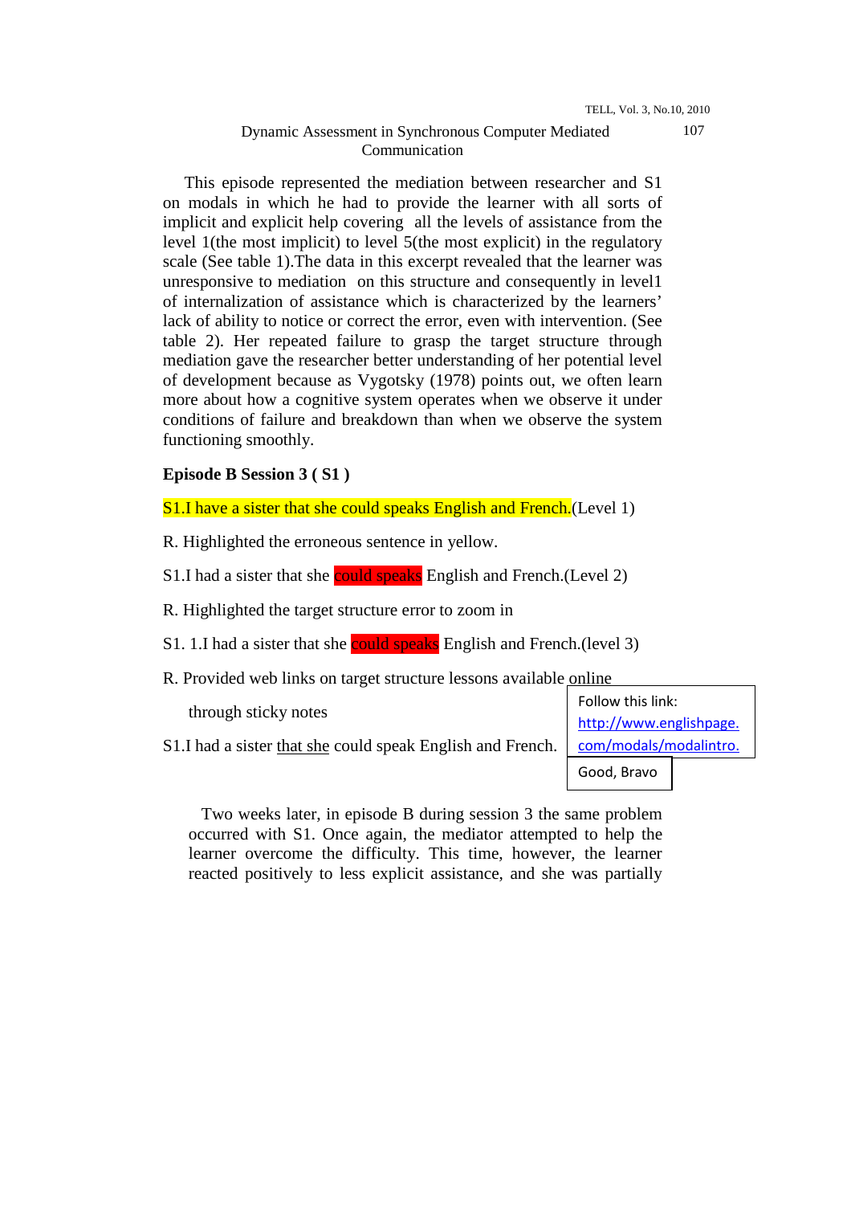This episode represented the mediation between researcher and S1 on modals in which he had to provide the learner with all sorts of implicit and explicit help covering all the levels of assistance from the level 1(the most implicit) to level 5(the most explicit) in the regulatory scale (See table 1).The data in this excerpt revealed that the learner was unresponsive to mediation on this structure and consequently in level1 of internalization of assistance which is characterized by the learners' lack of ability to notice or correct the error, even with intervention. (See table 2). Her repeated failure to grasp the target structure through mediation gave the researcher better understanding of her potential level of development because as Vygotsky (1978) points out, we often learn more about how a cognitive system operates when we observe it under conditions of failure and breakdown than when we observe the system functioning smoothly.

**Episode B Session 3 ( S1 )**

S1.I have a sister that she could speaks English and French.(Level 1)

R. Highlighted the erroneous sentence in yellow.

S1.I had a sister that she could speaks English and French.(Level 2)

R. Highlighted the target structure error to zoom in

S1. 1.I had a sister that she could speaks English and French.(level 3)

R. Provided web links on target structure lessons available online through sticky notes

> Follow this link: http://www.englishpage.com/modals/modalintro.

S1.I had a sister that she could speak English and French.

> Good, Bravo

Two weeks later, in episode B during session 3 the same problem occurred with S1. Once again, the mediator attempted to help the learner overcome the difficulty. This time, however, the learner reacted positively to less explicit assistance, and she was partially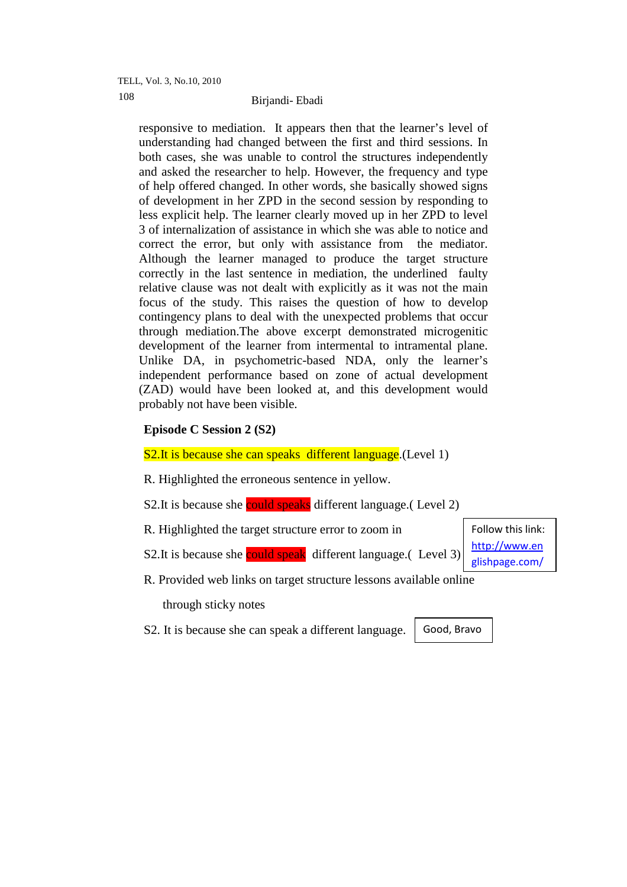responsive to mediation. It appears then that the learner's level of understanding had changed between the first and third sessions. In both cases, she was unable to control the structures independently and asked the researcher to help. However, the frequency and type of help offered changed. In other words, she basically showed signs of development in her ZPD in the second session by responding to less explicit help. The learner clearly moved up in her ZPD to level 3 of internalization of assistance in which she was able to notice and correct the error, but only with assistance from the mediator. Although the learner managed to produce the target structure correctly in the last sentence in mediation, the underlined faulty relative clause was not dealt with explicitly as it was not the main focus of the study. This raises the question of how to develop contingency plans to deal with the unexpected problems that occur through mediation.The above excerpt demonstrated microgenitic development of the learner from intermental to intramental plane. Unlike DA, in psychometric-based NDA, only the learner's independent performance based on zone of actual development (ZAD) would have been looked at, and this development would probably not have been visible.

**Episode C Session 2 (S2)**

S2.It is because she can speaks different language.(Level 1)

R. Highlighted the erroneous sentence in yellow.

S2.It is because she could speaks different language.( Level 2)

R. Highlighted the target structure error to zoom in

S2.It is because she could speak different language.( Level 3)

Follow this link: http://www.englishpage.com/

R. Provided web links on target structure lessons available online through sticky notes

S2. It is because she can speak a different language.

Good, Bravo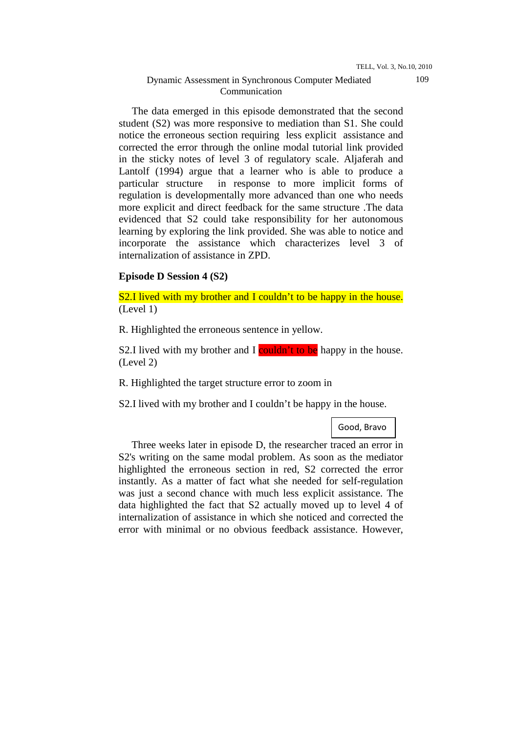The data emerged in this episode demonstrated that the second student (S2) was more responsive to mediation than S1. She could notice the erroneous section requiring less explicit assistance and corrected the error through the online modal tutorial link provided in the sticky notes of level 3 of regulatory scale. Aljaferah and Lantolf (1994) argue that a learner who is able to produce a particular structure in response to more implicit forms of regulation is developmentally more advanced than one who needs more explicit and direct feedback for the same structure .The data evidenced that S2 could take responsibility for her autonomous learning by exploring the link provided. She was able to notice and incorporate the assistance which characterizes level 3 of internalization of assistance in ZPD.

**Episode D Session 4 (S2)**

S2.I lived with my brother and I couldn't to be happy in the house. (Level 1)

R. Highlighted the erroneous sentence in yellow.

S2.I lived with my brother and I couldn't to be happy in the house. (Level 2)

R. Highlighted the target structure error to zoom in

S2.I lived with my brother and I couldn't be happy in the house.

Good, Bravo

Three weeks later in episode D, the researcher traced an error in S2's writing on the same modal problem. As soon as the mediator highlighted the erroneous section in red, S2 corrected the error instantly. As a matter of fact what she needed for self-regulation was just a second chance with much less explicit assistance. The data highlighted the fact that S2 actually moved up to level 4 of internalization of assistance in which she noticed and corrected the error with minimal or no obvious feedback assistance. However,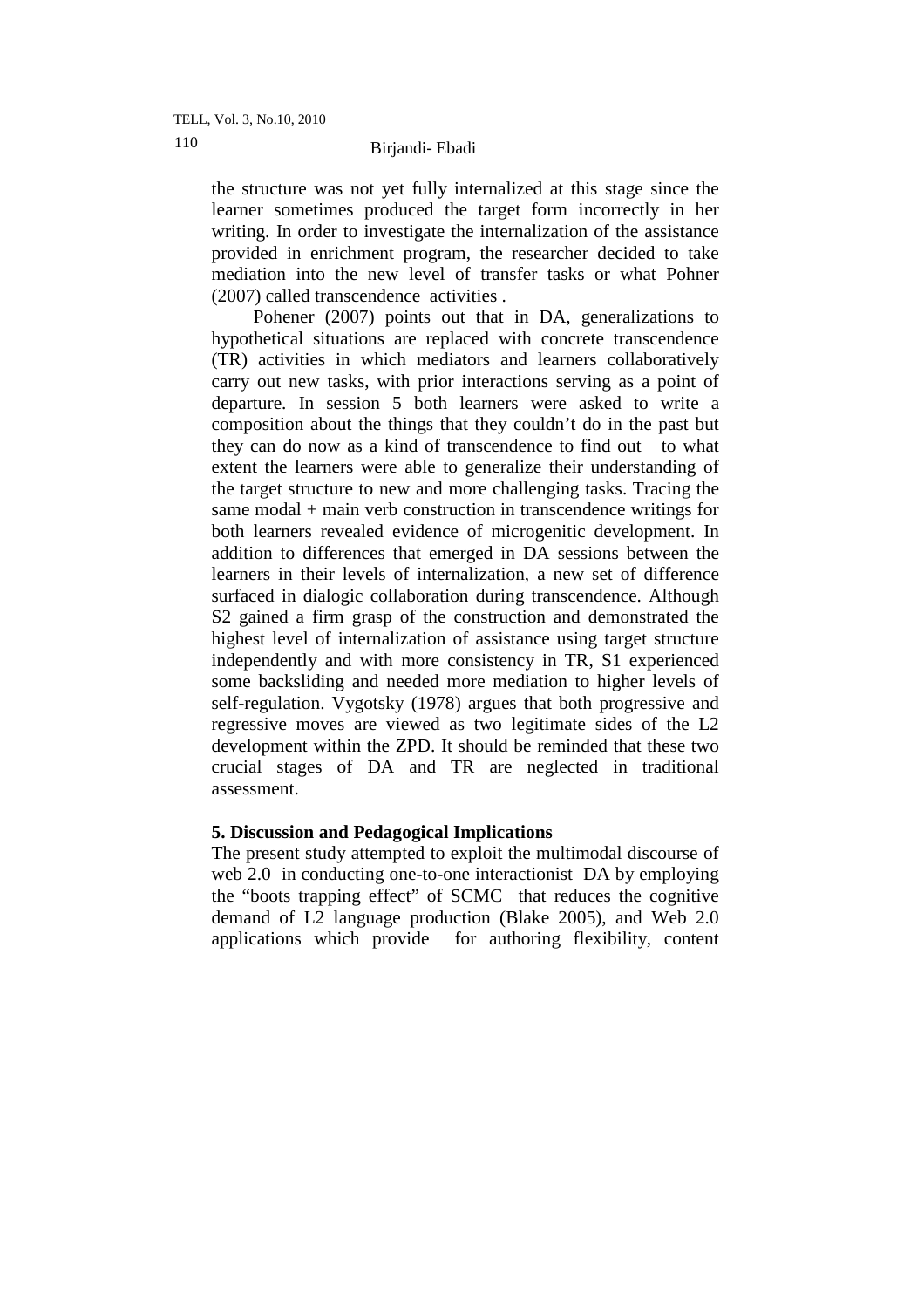the structure was not yet fully internalized at this stage since the learner sometimes produced the target form incorrectly in her writing. In order to investigate the internalization of the assistance provided in enrichment program, the researcher decided to take mediation into the new level of transfer tasks or what Pohner (2007) called transcendence activities .

Pohener (2007) points out that in DA, generalizations to hypothetical situations are replaced with concrete transcendence (TR) activities in which mediators and learners collaboratively carry out new tasks, with prior interactions serving as a point of departure. In session 5 both learners were asked to write a composition about the things that they couldn't do in the past but they can do now as a kind of transcendence to find out to what extent the learners were able to generalize their understanding of the target structure to new and more challenging tasks. Tracing the same modal + main verb construction in transcendence writings for both learners revealed evidence of microgenitic development. In addition to differences that emerged in DA sessions between the learners in their levels of internalization, a new set of difference surfaced in dialogic collaboration during transcendence. Although S2 gained a firm grasp of the construction and demonstrated the highest level of internalization of assistance using target structure independently and with more consistency in TR, S1 experienced some backsliding and needed more mediation to higher levels of self-regulation. Vygotsky (1978) argues that both progressive and regressive moves are viewed as two legitimate sides of the L2 development within the ZPD. It should be reminded that these two crucial stages of DA and TR are neglected in traditional assessment.

## 5. Discussion and Pedagogical Implications

The present study attempted to exploit the multimodal discourse of web 2.0 in conducting one-to-one interactionist DA by employing the "boots trapping effect" of SCMC that reduces the cognitive demand of L2 language production (Blake 2005), and Web 2.0 applications which provide for authoring flexibility, content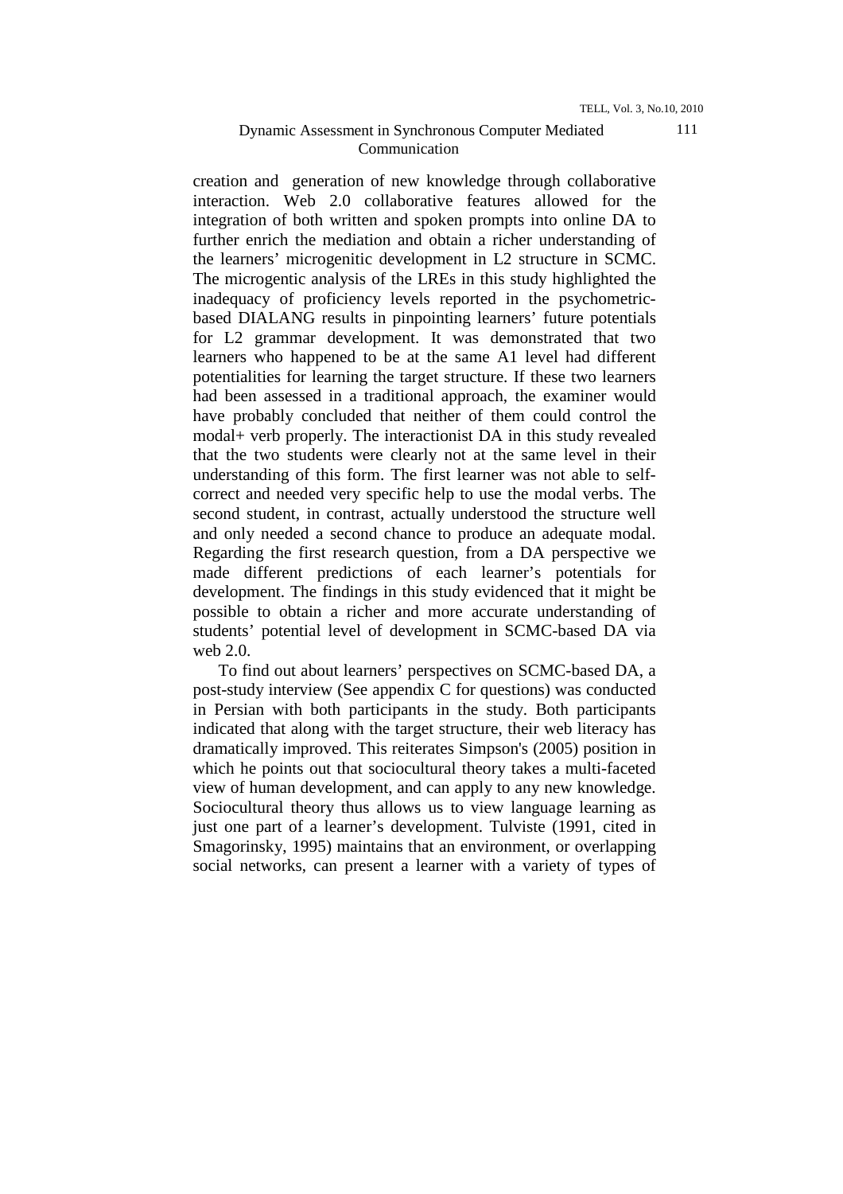creation and generation of new knowledge through collaborative interaction. Web 2.0 collaborative features allowed for the integration of both written and spoken prompts into online DA to further enrich the mediation and obtain a richer understanding of the learners' microgenitic development in L2 structure in SCMC. The microgentic analysis of the LREs in this study highlighted the inadequacy of proficiency levels reported in the psychometric-based DIALANG results in pinpointing learners' future potentials for L2 grammar development. It was demonstrated that two learners who happened to be at the same A1 level had different potentialities for learning the target structure. If these two learners had been assessed in a traditional approach, the examiner would have probably concluded that neither of them could control the modal+ verb properly. The interactionist DA in this study revealed that the two students were clearly not at the same level in their understanding of this form. The first learner was not able to self-correct and needed very specific help to use the modal verbs. The second student, in contrast, actually understood the structure well and only needed a second chance to produce an adequate modal. Regarding the first research question, from a DA perspective we made different predictions of each learner's potentials for development. The findings in this study evidenced that it might be possible to obtain a richer and more accurate understanding of students' potential level of development in SCMC-based DA via web 2.0.

To find out about learners' perspectives on SCMC-based DA, a post-study interview (See appendix C for questions) was conducted in Persian with both participants in the study. Both participants indicated that along with the target structure, their web literacy has dramatically improved. This reiterates Simpson's (2005) position in which he points out that sociocultural theory takes a multi-faceted view of human development, and can apply to any new knowledge. Sociocultural theory thus allows us to view language learning as just one part of a learner's development. Tulviste (1991, cited in Smagorinsky, 1995) maintains that an environment, or overlapping social networks, can present a learner with a variety of types of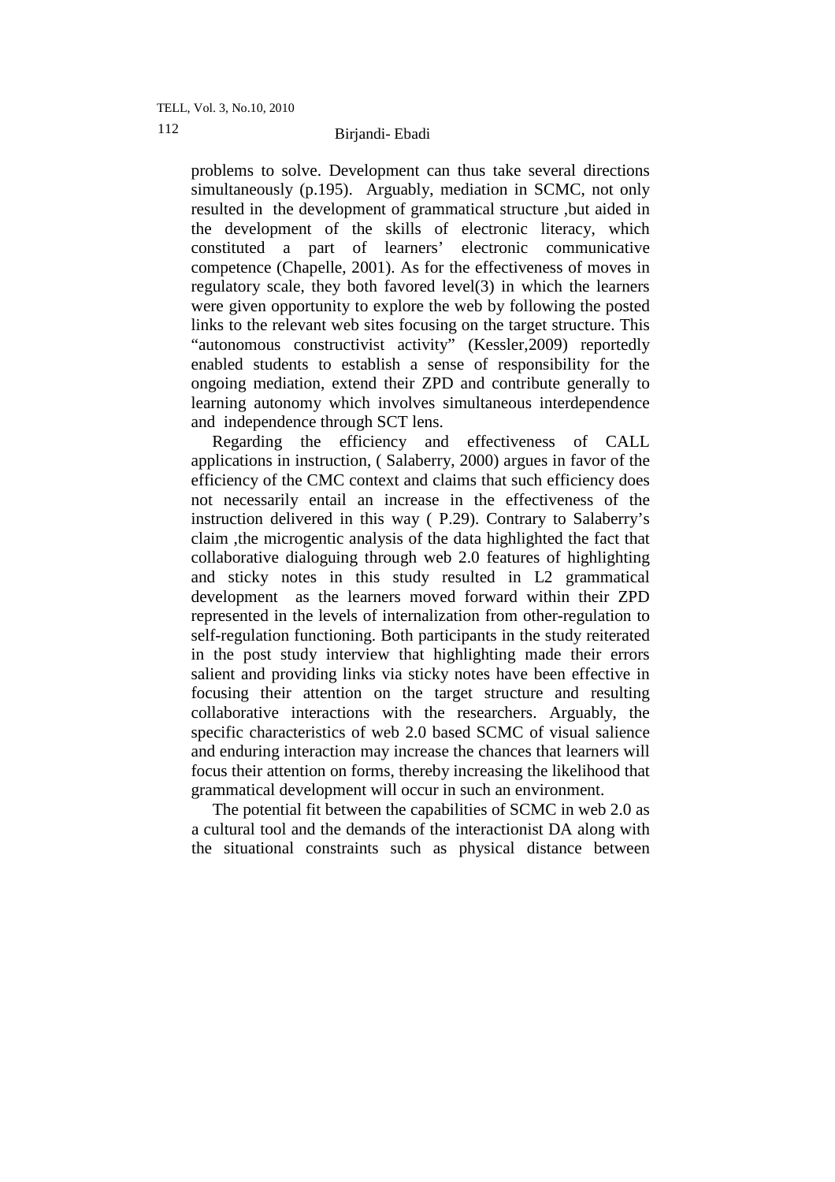problems to solve. Development can thus take several directions simultaneously (p.195). Arguably, mediation in SCMC, not only resulted in the development of grammatical structure ,but aided in the development of the skills of electronic literacy, which constituted a part of learners' electronic communicative competence (Chapelle, 2001). As for the effectiveness of moves in regulatory scale, they both favored level(3) in which the learners were given opportunity to explore the web by following the posted links to the relevant web sites focusing on the target structure. This "autonomous constructivist activity" (Kessler,2009) reportedly enabled students to establish a sense of responsibility for the ongoing mediation, extend their ZPD and contribute generally to learning autonomy which involves simultaneous interdependence and independence through SCT lens.

Regarding the efficiency and effectiveness of CALL applications in instruction, ( Salaberry, 2000) argues in favor of the efficiency of the CMC context and claims that such efficiency does not necessarily entail an increase in the effectiveness of the instruction delivered in this way ( P.29). Contrary to Salaberry's claim ,the microgentic analysis of the data highlighted the fact that collaborative dialoguing through web 2.0 features of highlighting and sticky notes in this study resulted in L2 grammatical development as the learners moved forward within their ZPD represented in the levels of internalization from other-regulation to self-regulation functioning. Both participants in the study reiterated in the post study interview that highlighting made their errors salient and providing links via sticky notes have been effective in focusing their attention on the target structure and resulting collaborative interactions with the researchers. Arguably, the specific characteristics of web 2.0 based SCMC of visual salience and enduring interaction may increase the chances that learners will focus their attention on forms, thereby increasing the likelihood that grammatical development will occur in such an environment.

The potential fit between the capabilities of SCMC in web 2.0 as a cultural tool and the demands of the interactionist DA along with the situational constraints such as physical distance between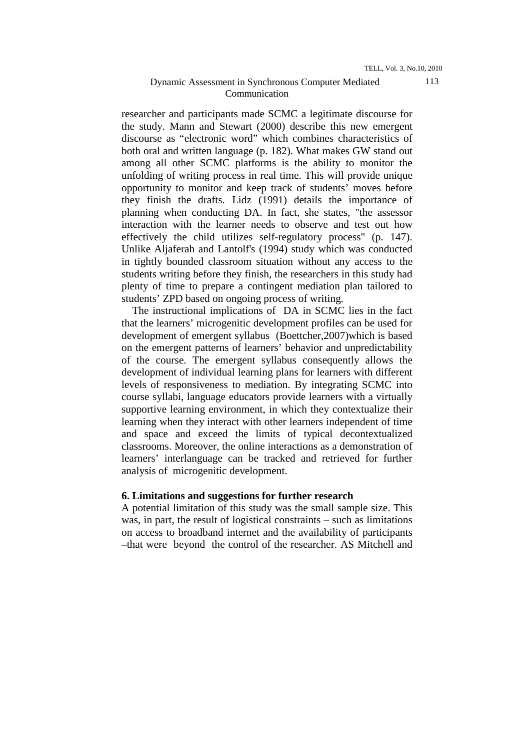researcher and participants made SCMC a legitimate discourse for the study. Mann and Stewart (2000) describe this new emergent discourse as "electronic word" which combines characteristics of both oral and written language (p. 182). What makes GW stand out among all other SCMC platforms is the ability to monitor the unfolding of writing process in real time. This will provide unique opportunity to monitor and keep track of students' moves before they finish the drafts. Lidz (1991) details the importance of planning when conducting DA. In fact, she states, "the assessor interaction with the learner needs to observe and test out how effectively the child utilizes self-regulatory process" (p. 147). Unlike Aljaferah and Lantolf's (1994) study which was conducted in tightly bounded classroom situation without any access to the students writing before they finish, the researchers in this study had plenty of time to prepare a contingent mediation plan tailored to students' ZPD based on ongoing process of writing.

The instructional implications of DA in SCMC lies in the fact that the learners' microgenitic development profiles can be used for development of emergent syllabus (Boettcher,2007)which is based on the emergent patterns of learners' behavior and unpredictability of the course. The emergent syllabus consequently allows the development of individual learning plans for learners with different levels of responsiveness to mediation. By integrating SCMC into course syllabi, language educators provide learners with a virtually supportive learning environment, in which they contextualize their learning when they interact with other learners independent of time and space and exceed the limits of typical decontextualized classrooms. Moreover, the online interactions as a demonstration of learners' interlanguage can be tracked and retrieved for further analysis of microgenitic development.

## 6. Limitations and suggestions for further research

A potential limitation of this study was the small sample size. This was, in part, the result of logistical constraints – such as limitations on access to broadband internet and the availability of participants –that were beyond the control of the researcher. AS Mitchell and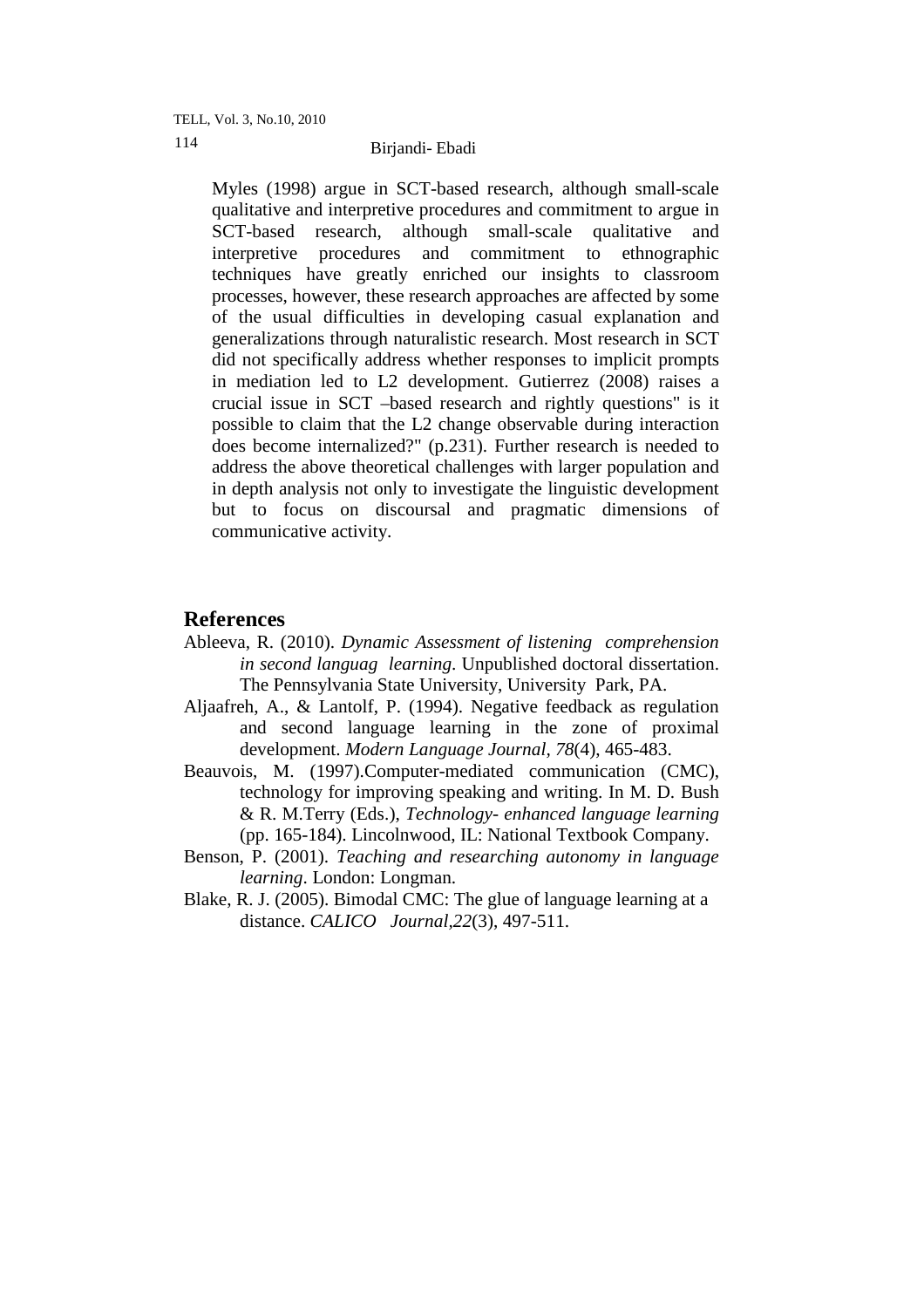Myles (1998) argue in SCT-based research, although small-scale qualitative and interpretive procedures and commitment to argue in SCT-based research, although small-scale qualitative and interpretive procedures and commitment to ethnographic techniques have greatly enriched our insights to classroom processes, however, these research approaches are affected by some of the usual difficulties in developing casual explanation and generalizations through naturalistic research. Most research in SCT did not specifically address whether responses to implicit prompts in mediation led to L2 development. Gutierrez (2008) raises a crucial issue in SCT –based research and rightly questions" is it possible to claim that the L2 change observable during interaction does become internalized?" (p.231). Further research is needed to address the above theoretical challenges with larger population and in depth analysis not only to investigate the linguistic development but to focus on discoursal and pragmatic dimensions of communicative activity.

## References

Ableeva, R. (2010). *Dynamic Assessment of listening comprehension in second languag learning*. Unpublished doctoral dissertation. The Pennsylvania State University, University Park, PA.

Aljaafreh, A., & Lantolf, P. (1994). Negative feedback as regulation and second language learning in the zone of proximal development. *Modern Language Journal*, *78*(4), 465-483.

Beauvois, M. (1997).Computer-mediated communication (CMC), technology for improving speaking and writing. In M. D. Bush & R. M.Terry (Eds.), *Technology- enhanced language learning* (pp. 165-184). Lincolnwood, IL: National Textbook Company.

Benson, P. (2001). *Teaching and researching autonomy in language learning*. London: Longman.

Blake, R. J. (2005). Bimodal CMC: The glue of language learning at a distance. *CALICO Journal*,*22*(3), 497-511.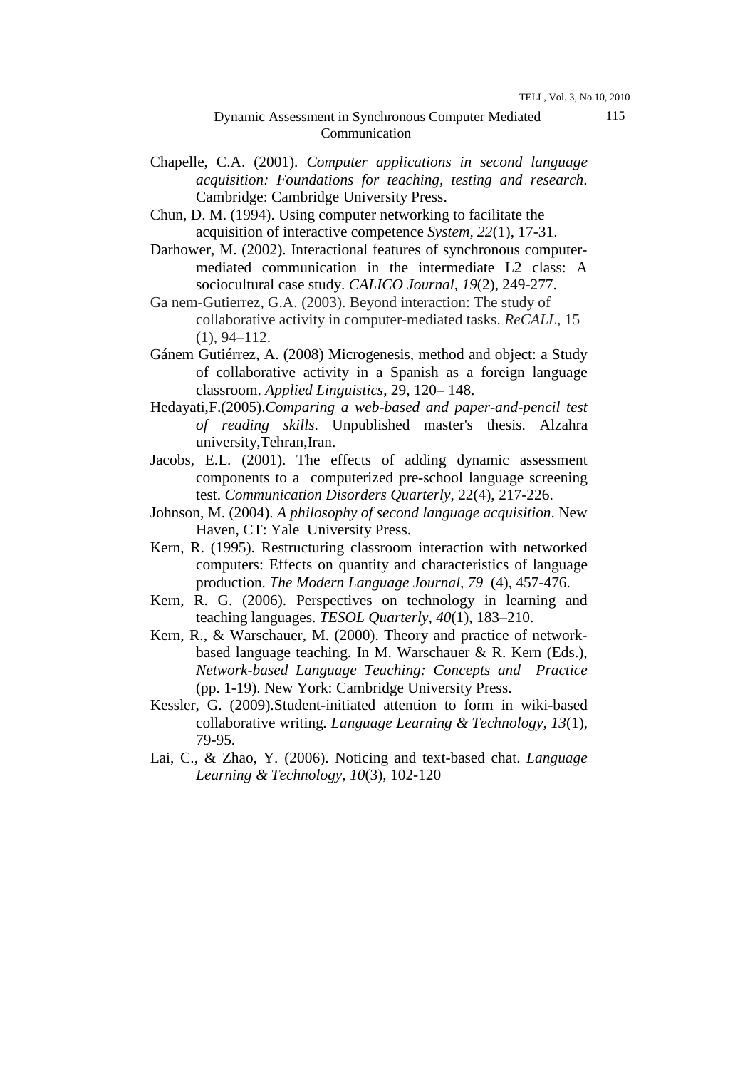Chapelle, C.A. (2001). *Computer applications in second language acquisition: Foundations for teaching, testing and research*. Cambridge: Cambridge University Press.

Chun, D. M. (1994). Using computer networking to facilitate the acquisition of interactive competence *System*, *22*(1), 17-31.

Darhower, M. (2002). Interactional features of synchronous computer-mediated communication in the intermediate L2 class: A sociocultural case study. *CALICO Journal, 19*(2), 249-277.

Ga nem-Gutierrez, G.A. (2003). Beyond interaction: The study of collaborative activity in computer-mediated tasks. *ReCALL*, 15 (1), 94–112.

Gánem Gutiérrez, A. (2008) Microgenesis, method and object: a Study of collaborative activity in a Spanish as a foreign language classroom. *Applied Linguistics*, 29, 120– 148.

Hedayati,F.(2005).*Comparing a web-based and paper-and-pencil test of reading skills*. Unpublished master's thesis. Alzahra university,Tehran,Iran.

Jacobs, E.L. (2001). The effects of adding dynamic assessment components to a computerized pre-school language screening test. *Communication Disorders Quarterly*, 22(4), 217-226.

Johnson, M. (2004). *A philosophy of second language acquisition*. New Haven, CT: Yale University Press.

Kern, R. (1995). Restructuring classroom interaction with networked computers: Effects on quantity and characteristics of language production. *The Modern Language Journal, 79* (4), 457-476.

Kern, R. G. (2006). Perspectives on technology in learning and teaching languages. *TESOL Quarterly, 40*(1), 183–210.

Kern, R., & Warschauer, M. (2000). Theory and practice of network-based language teaching. In M. Warschauer & R. Kern (Eds.), *Network-based Language Teaching: Concepts and Practice* (pp. 1-19). New York: Cambridge University Press.

Kessler, G. (2009).Student-initiated attention to form in wiki-based collaborative writing*. Language Learning & Technology, 13*(1), 79-95.

Lai, C., & Zhao, Y. (2006). Noticing and text-based chat. *Language Learning & Technology, 10*(3), 102-120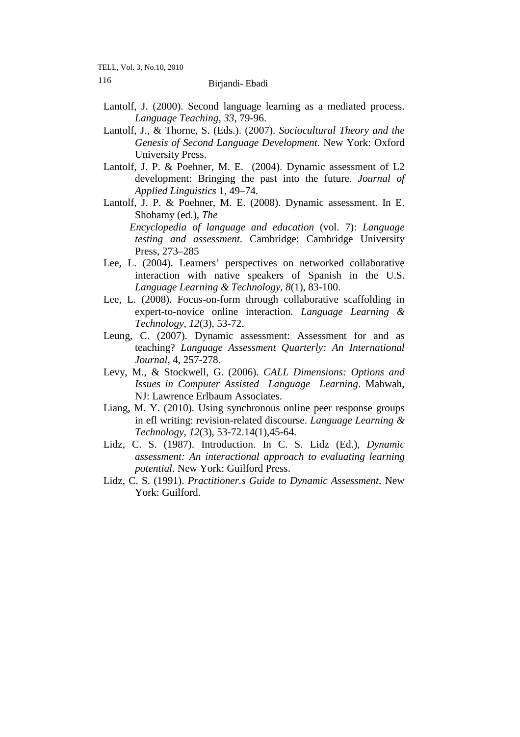Lantolf, J. (2000). Second language learning as a mediated process. *Language Teaching, 33*, 79-96.

Lantolf, J., & Thorne, S. (Eds.). (2007). *Sociocultural Theory and the Genesis of Second Language Development*. New York: Oxford University Press.

Lantolf, J. P. & Poehner, M. E. (2004). Dynamic assessment of L2 development: Bringing the past into the future. *Journal of Applied Linguistics* 1, 49–74.

Lantolf, J. P. & Poehner, M. E. (2008). Dynamic assessment. In E. Shohamy (ed.), *The Encyclopedia of language and education* (vol. 7): *Language testing and assessment*. Cambridge: Cambridge University Press, 273–285

Lee, L. (2004). Learners' perspectives on networked collaborative interaction with native speakers of Spanish in the U.S. *Language Learning & Technology, 8*(1), 83-100.

Lee, L. (2008). Focus-on-form through collaborative scaffolding in expert-to-novice online interaction. *Language Learning & Technology, 12*(3), 53-72.

Leung, C. (2007). Dynamic assessment: Assessment for and as teaching? *Language Assessment Quarterly: An International Journal*, 4, 257-278.

Levy, M., & Stockwell, G. (2006). *CALL Dimensions: Options and Issues in Computer Assisted Language Learning*. Mahwah, NJ: Lawrence Erlbaum Associates.

Liang, M. Y. (2010). Using synchronous online peer response groups in efl writing: revision-related discourse. *Language Learning & Technology, 12*(3), 53-72.14(1),45-64.

Lidz, C. S. (1987). Introduction. In C. S. Lidz (Ed.), *Dynamic assessment: An interactional approach to evaluating learning potential*. New York: Guilford Press.

Lidz, C. S. (1991). *Practitioner.s Guide to Dynamic Assessment*. New York: Guilford.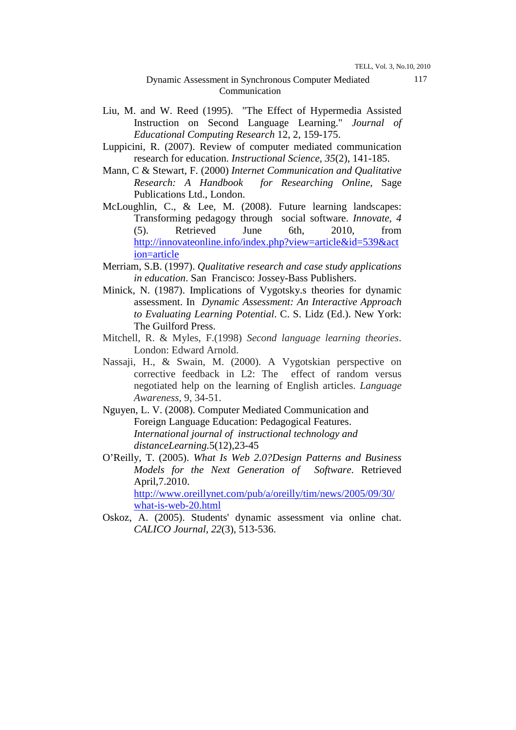Liu, M. and W. Reed (1995). "The Effect of Hypermedia Assisted Instruction on Second Language Learning." *Journal of Educational Computing Research* 12, 2, 159-175.

Luppicini, R. (2007). Review of computer mediated communication research for education. *Instructional Science*, *35*(2), 141-185.

Mann, C & Stewart, F. (2000) *Internet Communication and Qualitative Research: A Handbook for Researching Online*, Sage Publications Ltd., London.

McLoughlin, C., & Lee, M. (2008). Future learning landscapes: Transforming pedagogy through social software. *Innovate, 4* (5). Retrieved June 6th, 2010, from http://innovateonline.info/index.php?view=article&id=539&action=article

Merriam, S.B. (1997). *Qualitative research and case study applications in education*. San Francisco: Jossey-Bass Publishers.

Minick, N. (1987). Implications of Vygotsky.s theories for dynamic assessment. In *Dynamic Assessment: An Interactive Approach to Evaluating Learning Potential*. C. S. Lidz (Ed.). New York: The Guilford Press.

Mitchell, R. & Myles, F.(1998) *Second language learning theories*. London: Edward Arnold.

Nassaji, H., & Swain, M. (2000). A Vygotskian perspective on corrective feedback in L2: The effect of random versus negotiated help on the learning of English articles. *Language Awareness*, 9, 34-51.

Nguyen, L. V. (2008). Computer Mediated Communication and Foreign Language Education: Pedagogical Features. *International journal of instructional technology and distanceLearning.*5(12),23-45

O'Reilly, T. (2005). *What Is Web 2.0?Design Patterns and Business Models for the Next Generation of Software*. Retrieved April,7.2010. http://www.oreillynet.com/pub/a/oreilly/tim/news/2005/09/30/what-is-web-20.html

Oskoz, A. (2005). Students' dynamic assessment via online chat. *CALICO Journal*, *22*(3), 513-536.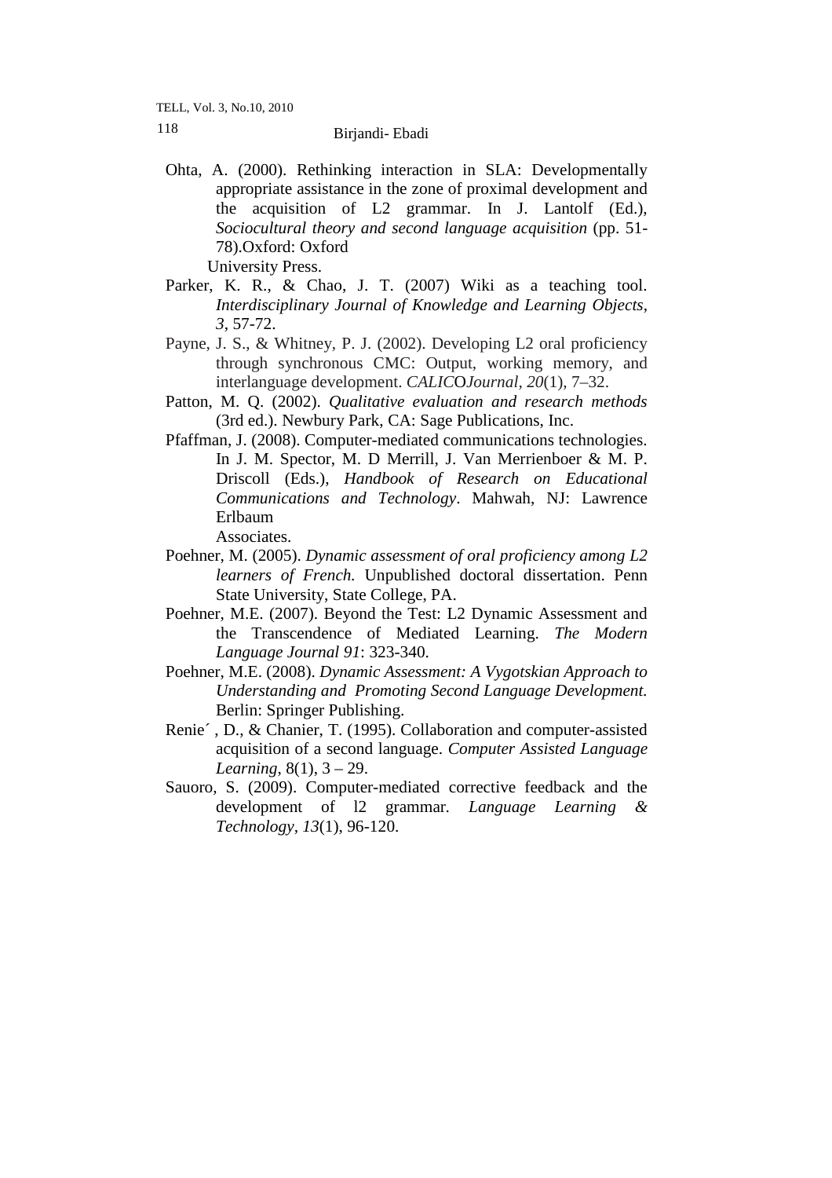Ohta, A. (2000). Rethinking interaction in SLA: Developmentally appropriate assistance in the zone of proximal development and the acquisition of L2 grammar. In J. Lantolf (Ed.), *Sociocultural theory and second language acquisition* (pp. 51-78).Oxford: Oxford University Press.

Parker, K. R., & Chao, J. T. (2007) Wiki as a teaching tool. *Interdisciplinary Journal of Knowledge and Learning Objects*, *3*, 57-72.

Payne, J. S., & Whitney, P. J. (2002). Developing L2 oral proficiency through synchronous CMC: Output, working memory, and interlanguage development. *CALICOJournal, 20*(1), 7–32.

Patton, M. Q. (2002). *Qualitative evaluation and research methods* (3rd ed.). Newbury Park, CA: Sage Publications, Inc.

Pfaffman, J. (2008). Computer-mediated communications technologies. In J. M. Spector, M. D Merrill, J. Van Merrienboer & M. P. Driscoll (Eds.), *Handbook of Research on Educational Communications and Technology*. Mahwah, NJ: Lawrence Erlbaum Associates.

Poehner, M. (2005). *Dynamic assessment of oral proficiency among L2 learners of French.* Unpublished doctoral dissertation. Penn State University, State College, PA.

Poehner, M.E. (2007). Beyond the Test: L2 Dynamic Assessment and the Transcendence of Mediated Learning. *The Modern Language Journal 91*: 323-340.

Poehner, M.E. (2008). *Dynamic Assessment: A Vygotskian Approach to Understanding and Promoting Second Language Development.* Berlin: Springer Publishing.

Renie´ , D., & Chanier, T. (1995). Collaboration and computer-assisted acquisition of a second language. *Computer Assisted Language Learning*, 8(1), 3 – 29.

Sauoro, S. (2009). Computer-mediated corrective feedback and the development of l2 grammar. *Language Learning & Technology, 13*(1), 96-120.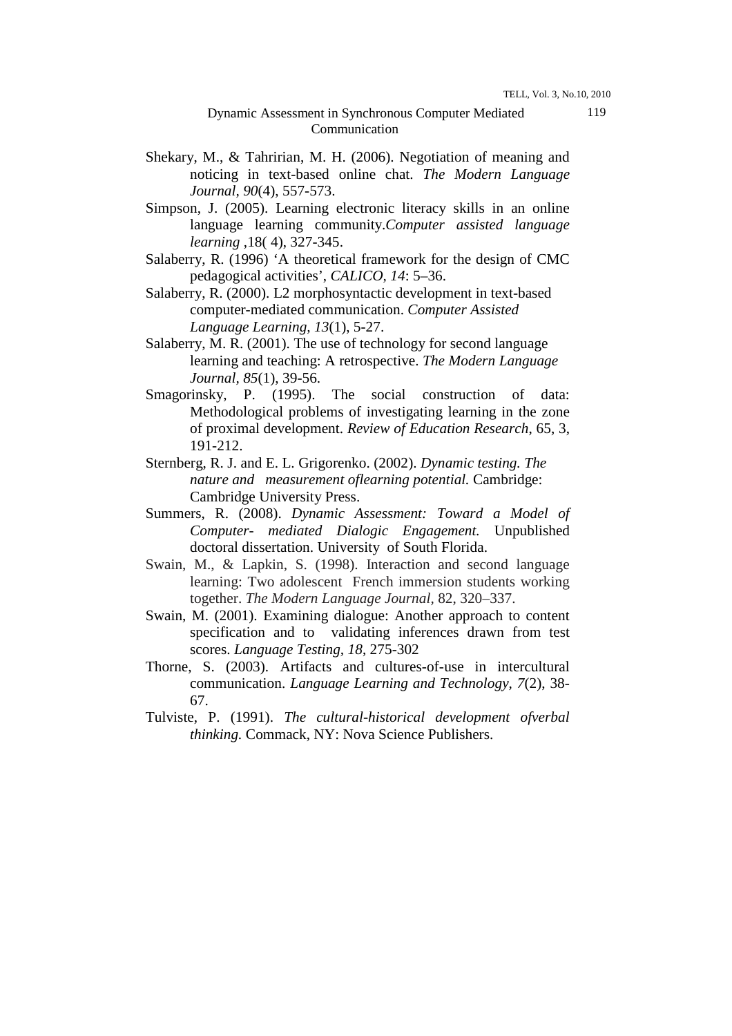Shekary, M., & Tahririan, M. H. (2006). Negotiation of meaning and noticing in text-based online chat. *The Modern Language Journal*, *90*(4), 557-573.

Simpson, J. (2005). Learning electronic literacy skills in an online language learning community.*Computer assisted language learning* ,18( 4), 327-345.

Salaberry, R. (1996) 'A theoretical framework for the design of CMC pedagogical activities', *CALICO, 14*: 5–36.

Salaberry, R. (2000). L2 morphosyntactic development in text-based computer-mediated communication. *Computer Assisted Language Learning*, *13*(1), 5-27.

Salaberry, M. R. (2001). The use of technology for second language learning and teaching: A retrospective. *The Modern Language Journal, 85*(1), 39-56.

Smagorinsky, P. (1995). The social construction of data: Methodological problems of investigating learning in the zone of proximal development. *Review of Education Research*, 65, 3, 191-212.

Sternberg, R. J. and E. L. Grigorenko. (2002). *Dynamic testing. The nature and measurement oflearning potential.* Cambridge: Cambridge University Press.

Summers, R. (2008). *Dynamic Assessment: Toward a Model of Computer- mediated Dialogic Engagement.* Unpublished doctoral dissertation. University of South Florida.

Swain, M., & Lapkin, S. (1998). Interaction and second language learning: Two adolescent French immersion students working together. *The Modern Language Journal*, 82, 320–337.

Swain, M. (2001). Examining dialogue: Another approach to content specification and to validating inferences drawn from test scores. *Language Testing*, *18*, 275-302

Thorne, S. (2003). Artifacts and cultures-of-use in intercultural communication. *Language Learning and Technology, 7*(2), 38-67.

Tulviste, P. (1991). *The cultural-historical development ofverbal thinking.* Commack, NY: Nova Science Publishers.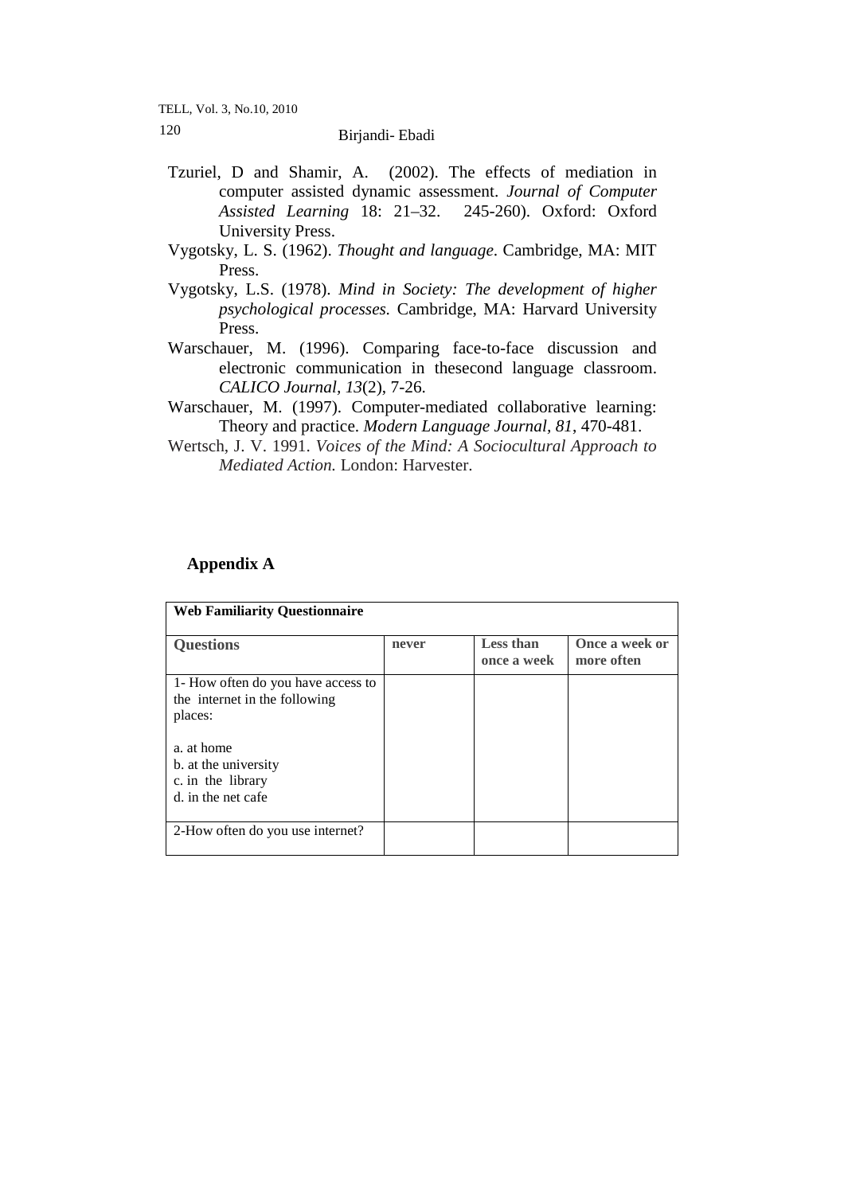Tzuriel, D and Shamir, A. (2002). The effects of mediation in computer assisted dynamic assessment. *Journal of Computer Assisted Learning* 18: 21–32. 245-260). Oxford: Oxford University Press.

Vygotsky, L. S. (1962). *Thought and language*. Cambridge, MA: MIT Press.

Vygotsky, L.S. (1978). *Mind in Society: The development of higher psychological processes.* Cambridge, MA: Harvard University Press.

Warschauer, M. (1996). Comparing face-to-face discussion and electronic communication in thesecond language classroom. *CALICO Journal*, *13*(2), 7-26.

Warschauer, M. (1997). Computer-mediated collaborative learning: Theory and practice. *Modern Language Journal, 81*, 470-481.

Wertsch, J. V. 1991. *Voices of the Mind: A Sociocultural Approach to Mediated Action.* London: Harvester.

## Appendix A

| **Web Familiarity Questionnaire** | | | |
|---|---|---|---|
| **Questions** | **never** | **Less than once a week** | **Once a week or more often** |
| 1- How often do you have access to the internet in the following places:<br><br>a. at home<br>b. at the university<br>c. in the library<br>d. in the net cafe | | | |
| 2-How often do you use internet? | | | |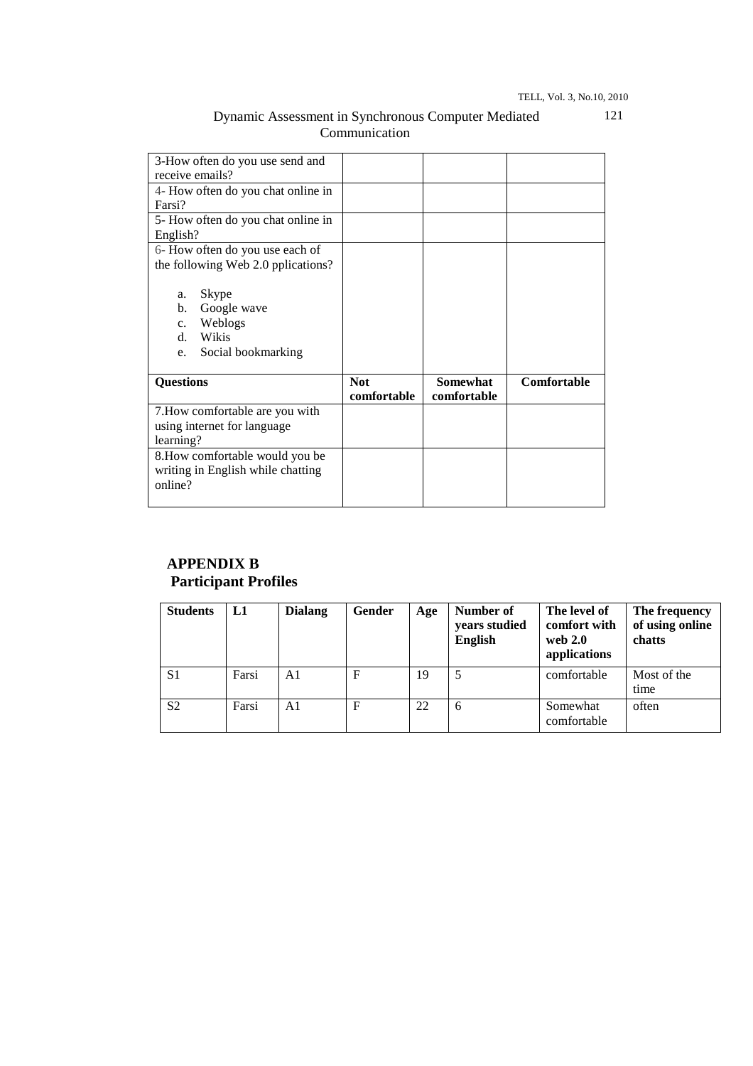| | | | |
|---|---|---|---|
| 3-How often do you use send and receive emails? | | | |
| 4- How often do you chat online in Farsi? | | | |
| 5- How often do you chat online in English? | | | |
| 6- How often do you use each of the following Web 2.0 pplications?<br><br>a. Skype<br>b. Google wave<br>c. Weblogs<br>d. Wikis<br>e. Social bookmarking | | | |
| **Questions** | **Not comfortable** | **Somewhat comfortable** | **Comfortable** |
| 7.How comfortable are you with using internet for language learning? | | | |
| 8.How comfortable would you be writing in English while chatting online? | | | |

## APPENDIX B

## Participant Profiles

| Students | L1 | Dialang | Gender | Age | Number of years studied English | The level of comfort with web 2.0 applications | The frequency of using online chatts |
|---|---|---|---|---|---|---|---|
| S1 | Farsi | A1 | F | 19 | 5 | comfortable | Most of the time |
| S2 | Farsi | A1 | F | 22 | 6 | Somewhat comfortable | often |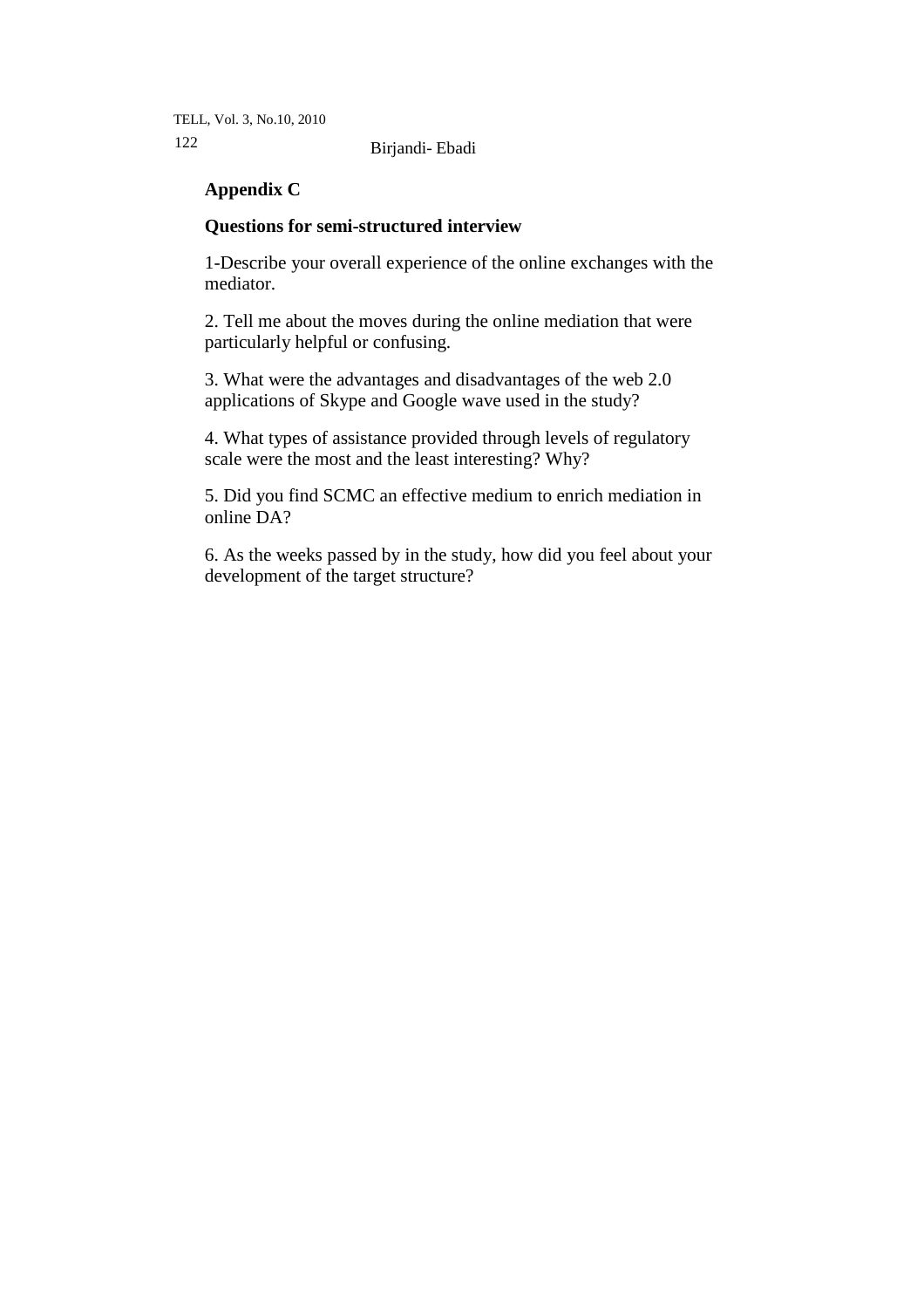## Appendix C

### Questions for semi-structured interview

1-Describe your overall experience of the online exchanges with the mediator.

2. Tell me about the moves during the online mediation that were particularly helpful or confusing.

3. What were the advantages and disadvantages of the web 2.0 applications of Skype and Google wave used in the study?

4. What types of assistance provided through levels of regulatory scale were the most and the least interesting? Why?

5. Did you find SCMC an effective medium to enrich mediation in online DA?

6. As the weeks passed by in the study, how did you feel about your development of the target structure?